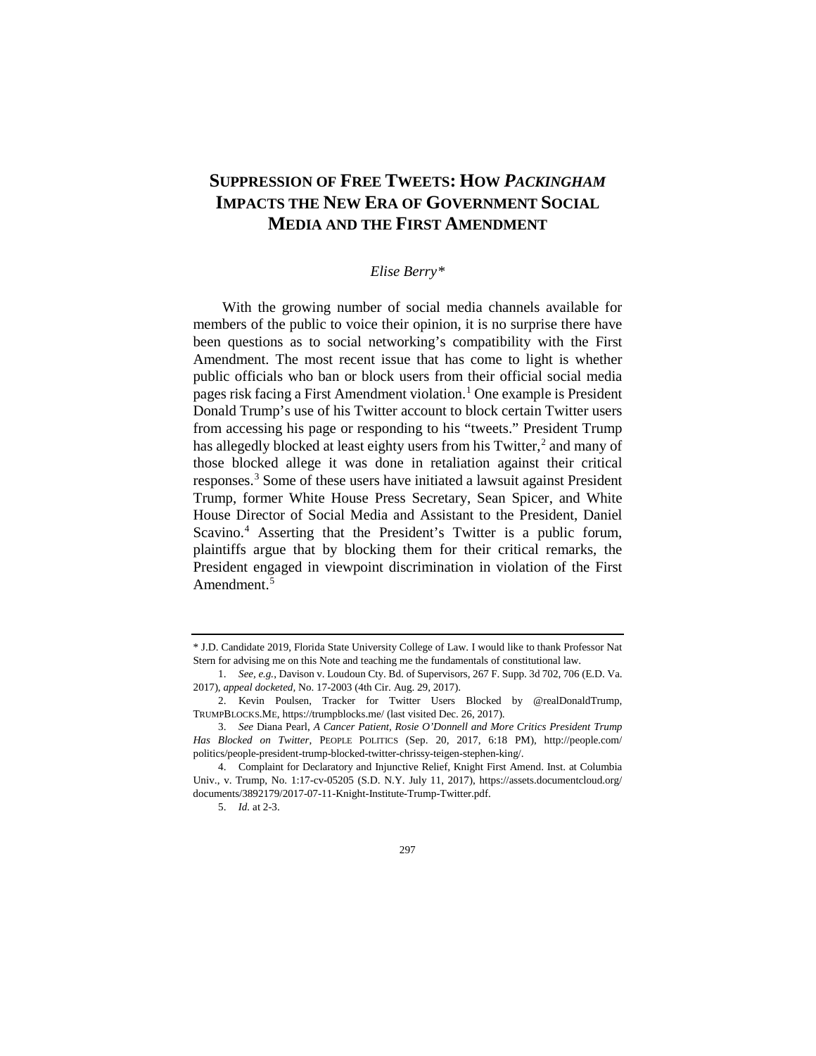# SUPPRESSION OF FREE TWEETS: HOW *PACKINGHAM* IMPACTS THE NEW ERA OF GOVERNMENT SOCIAL MEDIA AND THE FIRST AMENDMENT

*Elise Berry\**

With the growing number of social media channels available for members of the public to voice their opinion, it is no surprise there have been questions as to social networking's compatibility with the First Amendment. The most recent issue that has come to light is whether public officials who ban or block users from their official social media pages risk facing a First Amendment violation.[1] One example is President Donald Trump's use of his Twitter account to block certain Twitter users from accessing his page or responding to his "tweets." President Trump has allegedly blocked at least eighty users from his Twitter,[2] and many of those blocked allege it was done in retaliation against their critical responses.[3] Some of these users have initiated a lawsuit against President Trump, former White House Press Secretary, Sean Spicer, and White House Director of Social Media and Assistant to the President, Daniel Scavino.[4] Asserting that the President's Twitter is a public forum, plaintiffs argue that by blocking them for their critical remarks, the President engaged in viewpoint discrimination in violation of the First Amendment.[5]

---

\* J.D. Candidate 2019, Florida State University College of Law. I would like to thank Professor Nat Stern for advising me on this Note and teaching me the fundamentals of constitutional law.

1. *See, e.g.*, Davison v. Loudoun Cty. Bd. of Supervisors, 267 F. Supp. 3d 702, 706 (E.D. Va. 2017), *appeal docketed*, No. 17-2003 (4th Cir. Aug. 29, 2017).

2. Kevin Poulsen, Tracker for Twitter Users Blocked by @realDonaldTrump, TRUMPBLOCKS.ME, https://trumpblocks.me/ (last visited Dec. 26, 2017).

3. *See* Diana Pearl, *A Cancer Patient, Rosie O'Donnell and More Critics President Trump Has Blocked on Twitter*, PEOPLE POLITICS (Sep. 20, 2017, 6:18 PM), http://people.com/politics/people-president-trump-blocked-twitter-chrissy-teigen-stephen-king/.

4. Complaint for Declaratory and Injunctive Relief, Knight First Amend. Inst. at Columbia Univ., v. Trump, No. 1:17-cv-05205 (S.D. N.Y. July 11, 2017), https://assets.documentcloud.org/documents/3892179/2017-07-11-Knight-Institute-Trump-Twitter.pdf.

5. *Id.* at 2-3.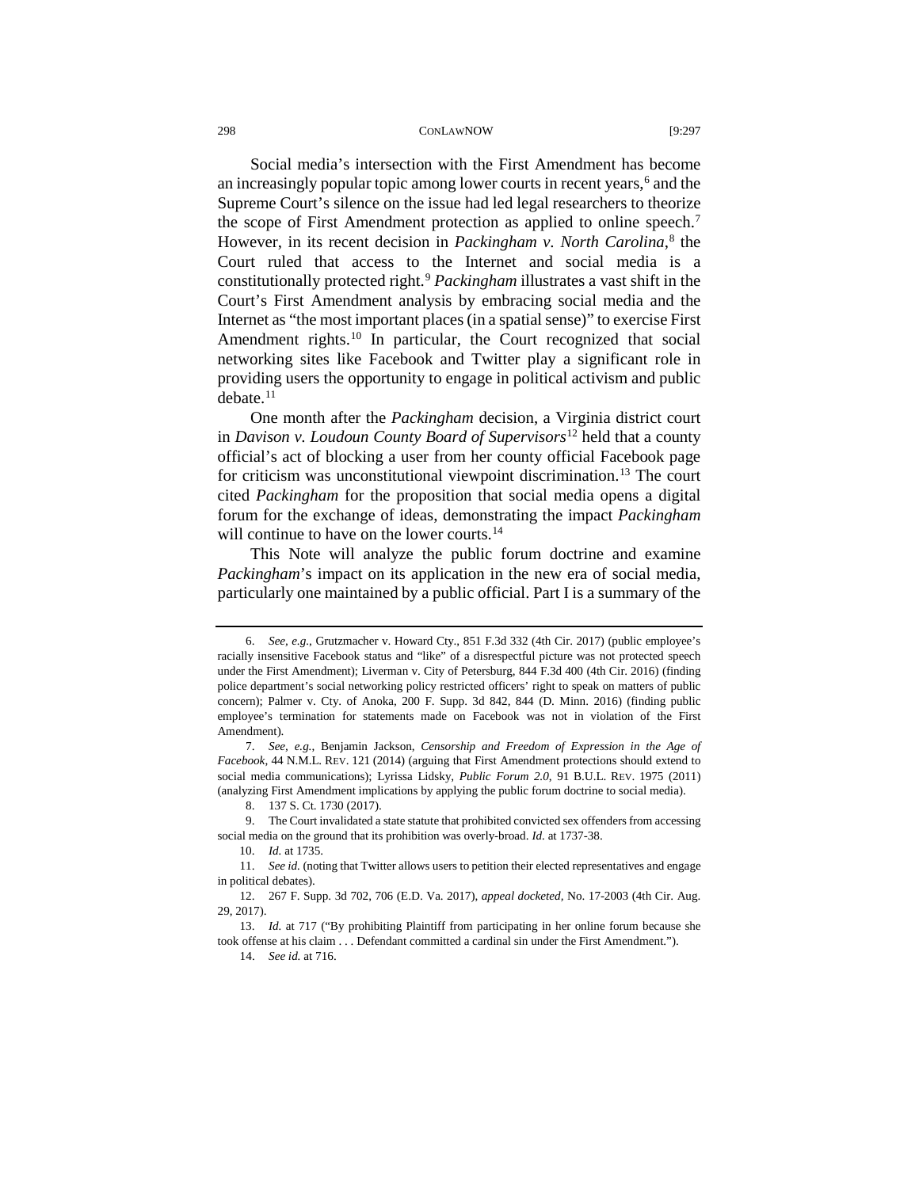Social media's intersection with the First Amendment has become an increasingly popular topic among lower courts in recent years,[6] and the Supreme Court's silence on the issue had led legal researchers to theorize the scope of First Amendment protection as applied to online speech.[7] However, in its recent decision in *Packingham v. North Carolina*,[8] the Court ruled that access to the Internet and social media is a constitutionally protected right.[9] *Packingham* illustrates a vast shift in the Court's First Amendment analysis by embracing social media and the Internet as "the most important places (in a spatial sense)" to exercise First Amendment rights.[10] In particular, the Court recognized that social networking sites like Facebook and Twitter play a significant role in providing users the opportunity to engage in political activism and public debate.[11]

One month after the *Packingham* decision, a Virginia district court in *Davison v. Loudoun County Board of Supervisors*[12] held that a county official's act of blocking a user from her county official Facebook page for criticism was unconstitutional viewpoint discrimination.[13] The court cited *Packingham* for the proposition that social media opens a digital forum for the exchange of ideas, demonstrating the impact *Packingham* will continue to have on the lower courts.[14]

This Note will analyze the public forum doctrine and examine *Packingham*'s impact on its application in the new era of social media, particularly one maintained by a public official. Part I is a summary of the

---

6. *See, e.g.*, Grutzmacher v. Howard Cty., 851 F.3d 332 (4th Cir. 2017) (public employee's racially insensitive Facebook status and "like" of a disrespectful picture was not protected speech under the First Amendment); Liverman v. City of Petersburg, 844 F.3d 400 (4th Cir. 2016) (finding police department's social networking policy restricted officers' right to speak on matters of public concern); Palmer v. Cty. of Anoka, 200 F. Supp. 3d 842, 844 (D. Minn. 2016) (finding public employee's termination for statements made on Facebook was not in violation of the First Amendment).

7. *See, e.g.*, Benjamin Jackson, *Censorship and Freedom of Expression in the Age of Facebook*, 44 N.M.L. REV. 121 (2014) (arguing that First Amendment protections should extend to social media communications); Lyrissa Lidsky, *Public Forum 2.0*, 91 B.U.L. REV. 1975 (2011) (analyzing First Amendment implications by applying the public forum doctrine to social media).

8. 137 S. Ct. 1730 (2017).

9. The Court invalidated a state statute that prohibited convicted sex offenders from accessing social media on the ground that its prohibition was overly-broad. *Id.* at 1737-38.

10. *Id.* at 1735.

11. *See id.* (noting that Twitter allows users to petition their elected representatives and engage in political debates).

12. 267 F. Supp. 3d 702, 706 (E.D. Va. 2017), *appeal docketed*, No. 17-2003 (4th Cir. Aug. 29, 2017).

13. *Id.* at 717 ("By prohibiting Plaintiff from participating in her online forum because she took offense at his claim . . . Defendant committed a cardinal sin under the First Amendment.").

14. *See id.* at 716.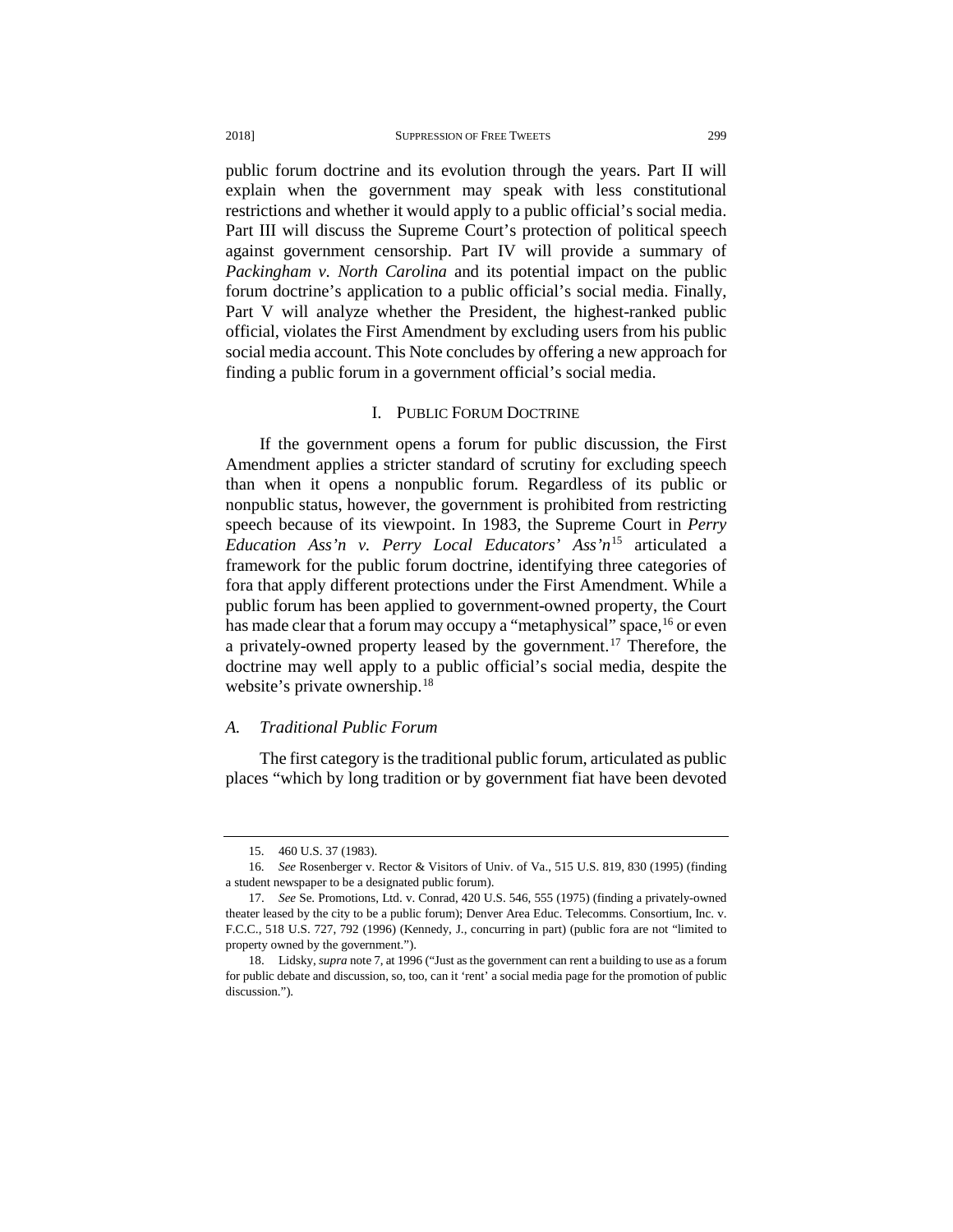public forum doctrine and its evolution through the years. Part II will explain when the government may speak with less constitutional restrictions and whether it would apply to a public official's social media. Part III will discuss the Supreme Court's protection of political speech against government censorship. Part IV will provide a summary of *Packingham v. North Carolina* and its potential impact on the public forum doctrine's application to a public official's social media. Finally, Part V will analyze whether the President, the highest-ranked public official, violates the First Amendment by excluding users from his public social media account. This Note concludes by offering a new approach for finding a public forum in a government official's social media.

## I. PUBLIC FORUM DOCTRINE

If the government opens a forum for public discussion, the First Amendment applies a stricter standard of scrutiny for excluding speech than when it opens a nonpublic forum. Regardless of its public or nonpublic status, however, the government is prohibited from restricting speech because of its viewpoint. In 1983, the Supreme Court in *Perry Education Ass'n v. Perry Local Educators' Ass'n*[15] articulated a framework for the public forum doctrine, identifying three categories of fora that apply different protections under the First Amendment. While a public forum has been applied to government-owned property, the Court has made clear that a forum may occupy a "metaphysical" space,[16] or even a privately-owned property leased by the government.[17] Therefore, the doctrine may well apply to a public official's social media, despite the website's private ownership.[18]

### A. *Traditional Public Forum*

The first category is the traditional public forum, articulated as public places "which by long tradition or by government fiat have been devoted

---

15. 460 U.S. 37 (1983).

16. *See* Rosenberger v. Rector & Visitors of Univ. of Va., 515 U.S. 819, 830 (1995) (finding a student newspaper to be a designated public forum).

17. *See* Se. Promotions, Ltd. v. Conrad, 420 U.S. 546, 555 (1975) (finding a privately-owned theater leased by the city to be a public forum); Denver Area Educ. Telecomms. Consortium, Inc. v. F.C.C., 518 U.S. 727, 792 (1996) (Kennedy, J., concurring in part) (public fora are not "limited to property owned by the government.").

18. Lidsky, *supra* note 7, at 1996 ("Just as the government can rent a building to use as a forum for public debate and discussion, so, too, can it 'rent' a social media page for the promotion of public discussion.").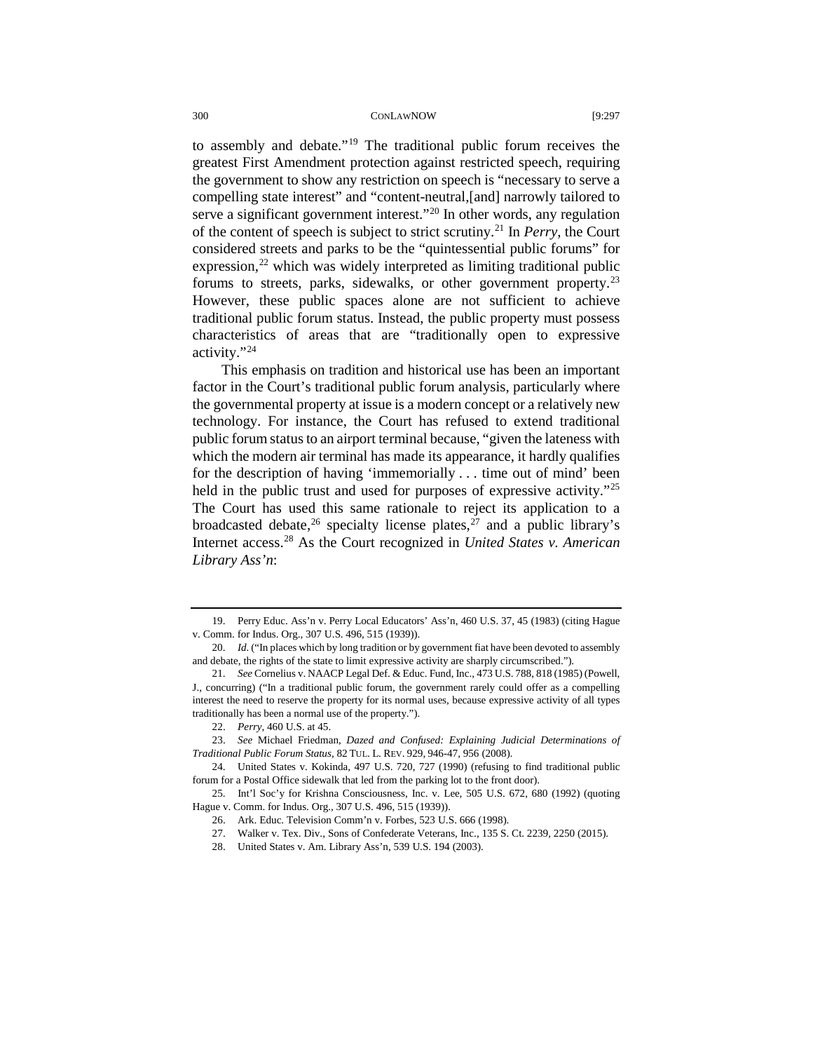to assembly and debate."[19] The traditional public forum receives the greatest First Amendment protection against restricted speech, requiring the government to show any restriction on speech is "necessary to serve a compelling state interest" and "content-neutral,[and] narrowly tailored to serve a significant government interest."[20] In other words, any regulation of the content of speech is subject to strict scrutiny.[21] In *Perry*, the Court considered streets and parks to be the "quintessential public forums" for expression,[22] which was widely interpreted as limiting traditional public forums to streets, parks, sidewalks, or other government property.[23] However, these public spaces alone are not sufficient to achieve traditional public forum status. Instead, the public property must possess characteristics of areas that are "traditionally open to expressive activity."[24]

This emphasis on tradition and historical use has been an important factor in the Court's traditional public forum analysis, particularly where the governmental property at issue is a modern concept or a relatively new technology. For instance, the Court has refused to extend traditional public forum status to an airport terminal because, "given the lateness with which the modern air terminal has made its appearance, it hardly qualifies for the description of having 'immemorially . . . time out of mind' been held in the public trust and used for purposes of expressive activity."[25] The Court has used this same rationale to reject its application to a broadcasted debate,[26] specialty license plates,[27] and a public library's Internet access.[28] As the Court recognized in *United States v. American Library Ass'n*:

---

19. Perry Educ. Ass'n v. Perry Local Educators' Ass'n, 460 U.S. 37, 45 (1983) (citing Hague v. Comm. for Indus. Org., 307 U.S. 496, 515 (1939)).

20. *Id.* ("In places which by long tradition or by government fiat have been devoted to assembly and debate, the rights of the state to limit expressive activity are sharply circumscribed.").

21. *See* Cornelius v. NAACP Legal Def. & Educ. Fund, Inc., 473 U.S. 788, 818 (1985) (Powell, J., concurring) ("In a traditional public forum, the government rarely could offer as a compelling interest the need to reserve the property for its normal uses, because expressive activity of all types traditionally has been a normal use of the property.").

22. *Perry*, 460 U.S. at 45.

23. *See* Michael Friedman, *Dazed and Confused: Explaining Judicial Determinations of Traditional Public Forum Status*, 82 TUL. L. REV. 929, 946-47, 956 (2008).

24. United States v. Kokinda, 497 U.S. 720, 727 (1990) (refusing to find traditional public forum for a Postal Office sidewalk that led from the parking lot to the front door).

25. Int'l Soc'y for Krishna Consciousness, Inc. v. Lee, 505 U.S. 672, 680 (1992) (quoting Hague v. Comm. for Indus. Org., 307 U.S. 496, 515 (1939)).

26. Ark. Educ. Television Comm'n v. Forbes, 523 U.S. 666 (1998).

27. Walker v. Tex. Div., Sons of Confederate Veterans, Inc., 135 S. Ct. 2239, 2250 (2015).

28. United States v. Am. Library Ass'n, 539 U.S. 194 (2003).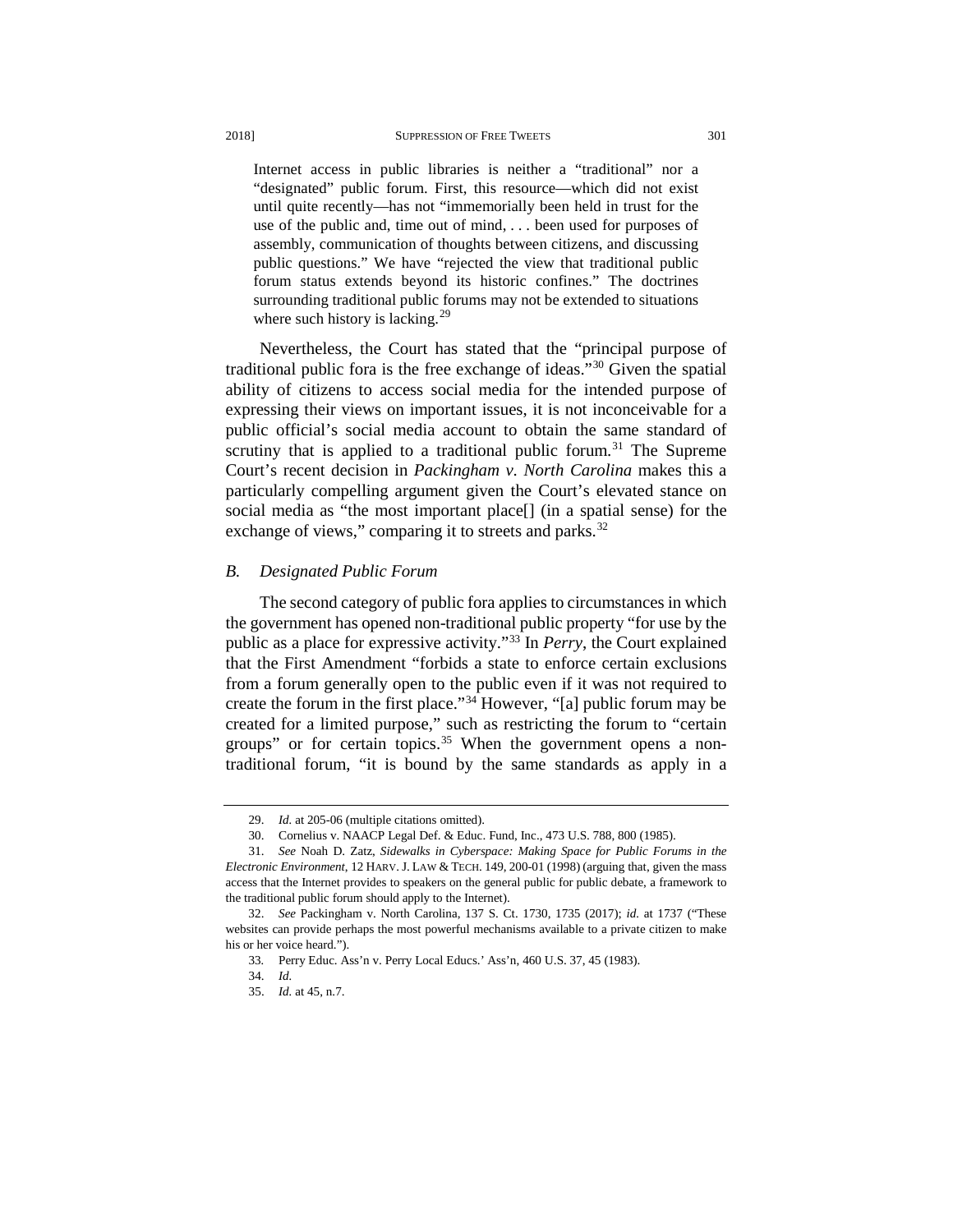> Internet access in public libraries is neither a "traditional" nor a "designated" public forum. First, this resource—which did not exist until quite recently—has not "immemorially been held in trust for the use of the public and, time out of mind, . . . been used for purposes of assembly, communication of thoughts between citizens, and discussing public questions." We have "rejected the view that traditional public forum status extends beyond its historic confines." The doctrines surrounding traditional public forums may not be extended to situations where such history is lacking.[29]

Nevertheless, the Court has stated that the "principal purpose of traditional public fora is the free exchange of ideas."[30] Given the spatial ability of citizens to access social media for the intended purpose of expressing their views on important issues, it is not inconceivable for a public official's social media account to obtain the same standard of scrutiny that is applied to a traditional public forum.[31] The Supreme Court's recent decision in *Packingham v. North Carolina* makes this a particularly compelling argument given the Court's elevated stance on social media as "the most important place[] (in a spatial sense) for the exchange of views," comparing it to streets and parks.[32]

### *B. Designated Public Forum*

The second category of public fora applies to circumstances in which the government has opened non-traditional public property "for use by the public as a place for expressive activity."[33] In *Perry*, the Court explained that the First Amendment "forbids a state to enforce certain exclusions from a forum generally open to the public even if it was not required to create the forum in the first place."[34] However, "[a] public forum may be created for a limited purpose," such as restricting the forum to "certain groups" or for certain topics.[35] When the government opens a non-traditional forum, "it is bound by the same standards as apply in a

---

29. *Id.* at 205-06 (multiple citations omitted).

30. Cornelius v. NAACP Legal Def. & Educ. Fund, Inc., 473 U.S. 788, 800 (1985).

31. *See* Noah D. Zatz, *Sidewalks in Cyberspace: Making Space for Public Forums in the Electronic Environment*, 12 HARV. J. LAW & TECH. 149, 200-01 (1998) (arguing that, given the mass access that the Internet provides to speakers on the general public for public debate, a framework to the traditional public forum should apply to the Internet).

32. *See* Packingham v. North Carolina, 137 S. Ct. 1730, 1735 (2017); *id.* at 1737 ("These websites can provide perhaps the most powerful mechanisms available to a private citizen to make his or her voice heard.").

33. Perry Educ. Ass'n v. Perry Local Educs.' Ass'n, 460 U.S. 37, 45 (1983).

34. *Id.*

35. *Id.* at 45, n.7.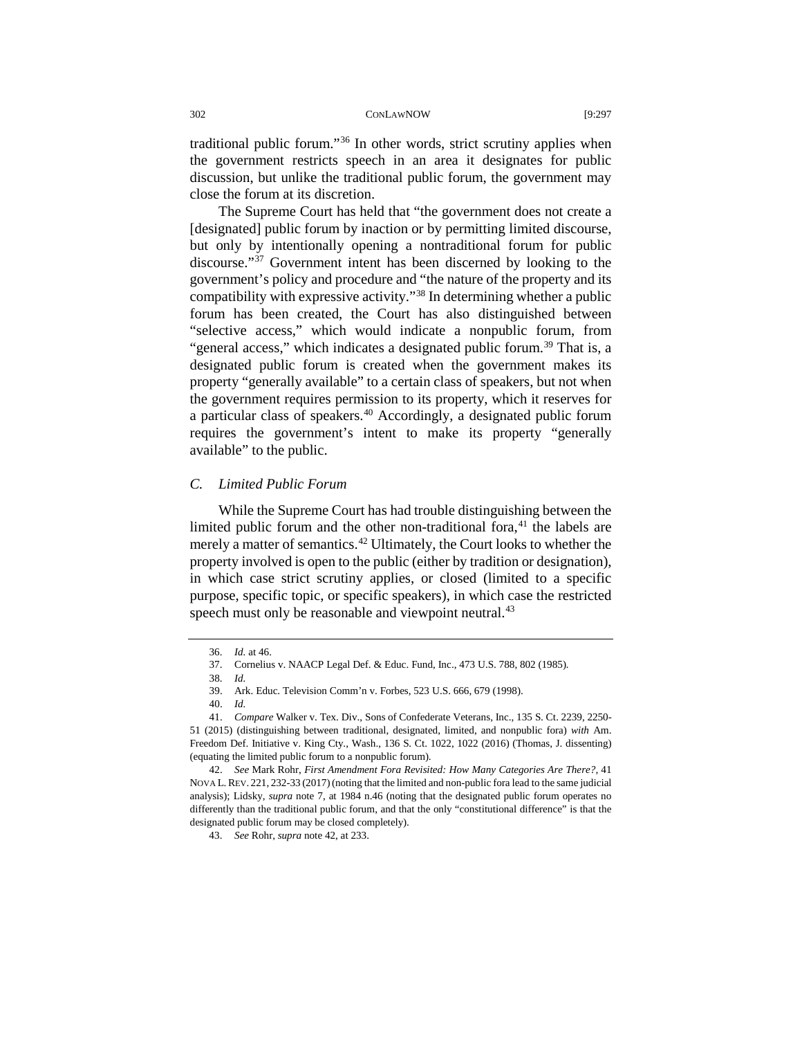traditional public forum."[36] In other words, strict scrutiny applies when the government restricts speech in an area it designates for public discussion, but unlike the traditional public forum, the government may close the forum at its discretion.

The Supreme Court has held that "the government does not create a [designated] public forum by inaction or by permitting limited discourse, but only by intentionally opening a nontraditional forum for public discourse."[37] Government intent has been discerned by looking to the government's policy and procedure and "the nature of the property and its compatibility with expressive activity."[38] In determining whether a public forum has been created, the Court has also distinguished between "selective access," which would indicate a nonpublic forum, from "general access," which indicates a designated public forum.[39] That is, a designated public forum is created when the government makes its property "generally available" to a certain class of speakers, but not when the government requires permission to its property, which it reserves for a particular class of speakers.[40] Accordingly, a designated public forum requires the government's intent to make its property "generally available" to the public.

### *C. Limited Public Forum*

While the Supreme Court has had trouble distinguishing between the limited public forum and the other non-traditional fora,[41] the labels are merely a matter of semantics.[42] Ultimately, the Court looks to whether the property involved is open to the public (either by tradition or designation), in which case strict scrutiny applies, or closed (limited to a specific purpose, specific topic, or specific speakers), in which case the restricted speech must only be reasonable and viewpoint neutral.[43]

---

36. *Id.* at 46.

37. Cornelius v. NAACP Legal Def. & Educ. Fund, Inc., 473 U.S. 788, 802 (1985).

38. *Id.*

39. Ark. Educ. Television Comm'n v. Forbes, 523 U.S. 666, 679 (1998).

40. *Id.*

41. *Compare* Walker v. Tex. Div., Sons of Confederate Veterans, Inc., 135 S. Ct. 2239, 2250-51 (2015) (distinguishing between traditional, designated, limited, and nonpublic fora) *with* Am. Freedom Def. Initiative v. King Cty., Wash., 136 S. Ct. 1022, 1022 (2016) (Thomas, J. dissenting) (equating the limited public forum to a nonpublic forum).

42. *See* Mark Rohr, *First Amendment Fora Revisited: How Many Categories Are There?*, 41 NOVA L. REV. 221, 232-33 (2017) (noting that the limited and non-public fora lead to the same judicial analysis); Lidsky, *supra* note 7, at 1984 n.46 (noting that the designated public forum operates no differently than the traditional public forum, and that the only "constitutional difference" is that the designated public forum may be closed completely).

43. *See* Rohr, *supra* note 42, at 233.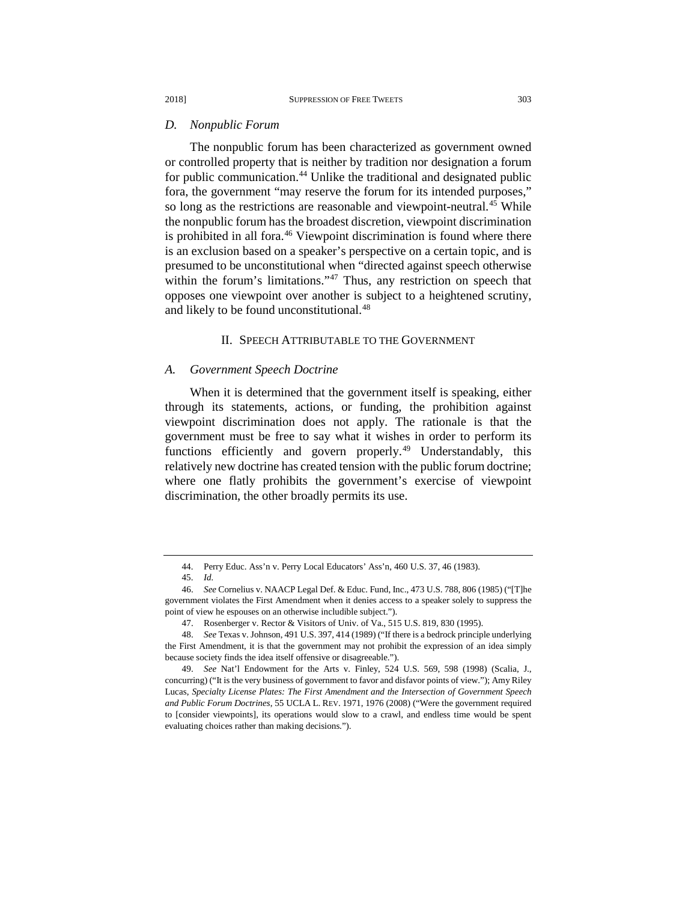### *D. Nonpublic Forum*

The nonpublic forum has been characterized as government owned or controlled property that is neither by tradition nor designation a forum for public communication.[44] Unlike the traditional and designated public fora, the government "may reserve the forum for its intended purposes," so long as the restrictions are reasonable and viewpoint-neutral.[45] While the nonpublic forum has the broadest discretion, viewpoint discrimination is prohibited in all fora.[46] Viewpoint discrimination is found where there is an exclusion based on a speaker's perspective on a certain topic, and is presumed to be unconstitutional when "directed against speech otherwise within the forum's limitations."[47] Thus, any restriction on speech that opposes one viewpoint over another is subject to a heightened scrutiny, and likely to be found unconstitutional.[48]

## II. SPEECH ATTRIBUTABLE TO THE GOVERNMENT

### *A. Government Speech Doctrine*

When it is determined that the government itself is speaking, either through its statements, actions, or funding, the prohibition against viewpoint discrimination does not apply. The rationale is that the government must be free to say what it wishes in order to perform its functions efficiently and govern properly.[49] Understandably, this relatively new doctrine has created tension with the public forum doctrine; where one flatly prohibits the government's exercise of viewpoint discrimination, the other broadly permits its use.

---

44. Perry Educ. Ass'n v. Perry Local Educators' Ass'n, 460 U.S. 37, 46 (1983).

45. *Id.*

46. *See* Cornelius v. NAACP Legal Def. & Educ. Fund, Inc., 473 U.S. 788, 806 (1985) ("[T]he government violates the First Amendment when it denies access to a speaker solely to suppress the point of view he espouses on an otherwise includible subject.").

47. Rosenberger v. Rector & Visitors of Univ. of Va., 515 U.S. 819, 830 (1995).

48. *See* Texas v. Johnson, 491 U.S. 397, 414 (1989) ("If there is a bedrock principle underlying the First Amendment, it is that the government may not prohibit the expression of an idea simply because society finds the idea itself offensive or disagreeable.").

49. *See* Nat'l Endowment for the Arts v. Finley, 524 U.S. 569, 598 (1998) (Scalia, J., concurring) ("It is the very business of government to favor and disfavor points of view."); Amy Riley Lucas, *Specialty License Plates: The First Amendment and the Intersection of Government Speech and Public Forum Doctrines*, 55 UCLA L. REV. 1971, 1976 (2008) ("Were the government required to [consider viewpoints], its operations would slow to a crawl, and endless time would be spent evaluating choices rather than making decisions.").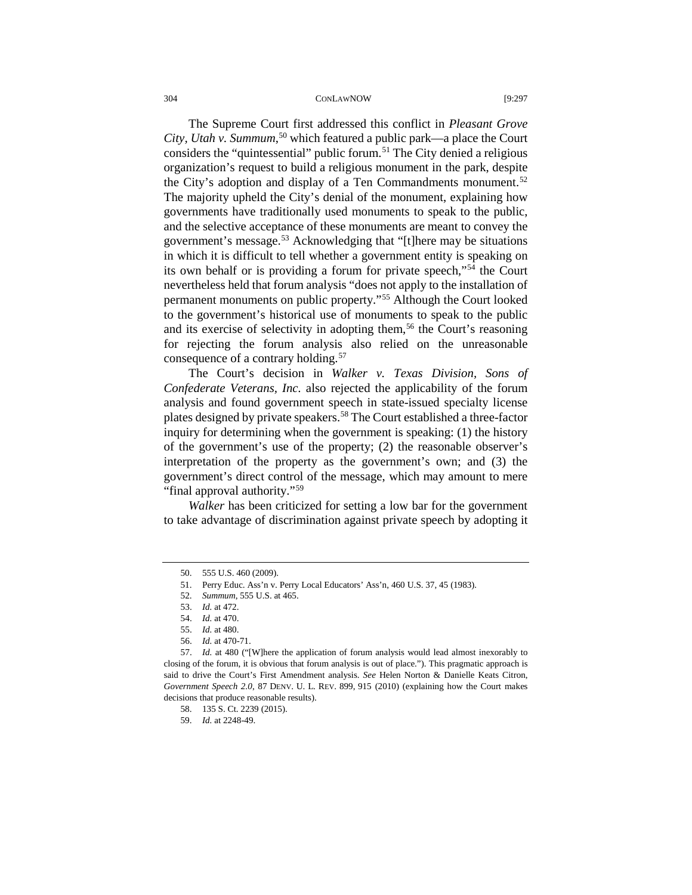The Supreme Court first addressed this conflict in *Pleasant Grove City, Utah v. Summum*,[50] which featured a public park—a place the Court considers the "quintessential" public forum.[51] The City denied a religious organization's request to build a religious monument in the park, despite the City's adoption and display of a Ten Commandments monument.[52] The majority upheld the City's denial of the monument, explaining how governments have traditionally used monuments to speak to the public, and the selective acceptance of these monuments are meant to convey the government's message.[53] Acknowledging that "[t]here may be situations in which it is difficult to tell whether a government entity is speaking on its own behalf or is providing a forum for private speech,"[54] the Court nevertheless held that forum analysis "does not apply to the installation of permanent monuments on public property."[55] Although the Court looked to the government's historical use of monuments to speak to the public and its exercise of selectivity in adopting them,[56] the Court's reasoning for rejecting the forum analysis also relied on the unreasonable consequence of a contrary holding.[57]

The Court's decision in *Walker v. Texas Division, Sons of Confederate Veterans, Inc.* also rejected the applicability of the forum analysis and found government speech in state-issued specialty license plates designed by private speakers.[58] The Court established a three-factor inquiry for determining when the government is speaking: (1) the history of the government's use of the property; (2) the reasonable observer's interpretation of the property as the government's own; and (3) the government's direct control of the message, which may amount to mere "final approval authority."[59]

*Walker* has been criticized for setting a low bar for the government to take advantage of discrimination against private speech by adopting it

---

50. 555 U.S. 460 (2009).

51. Perry Educ. Ass'n v. Perry Local Educators' Ass'n, 460 U.S. 37, 45 (1983).

52. *Summum*, 555 U.S. at 465.

53. *Id.* at 472.

54. *Id.* at 470.

55. *Id.* at 480.

56. *Id.* at 470-71.

57. *Id.* at 480 ("[W]here the application of forum analysis would lead almost inexorably to closing of the forum, it is obvious that forum analysis is out of place."). This pragmatic approach is said to drive the Court's First Amendment analysis. *See* Helen Norton & Danielle Keats Citron, *Government Speech 2.0*, 87 DENV. U. L. REV. 899, 915 (2010) (explaining how the Court makes decisions that produce reasonable results).

58. 135 S. Ct. 2239 (2015).

59. *Id.* at 2248-49.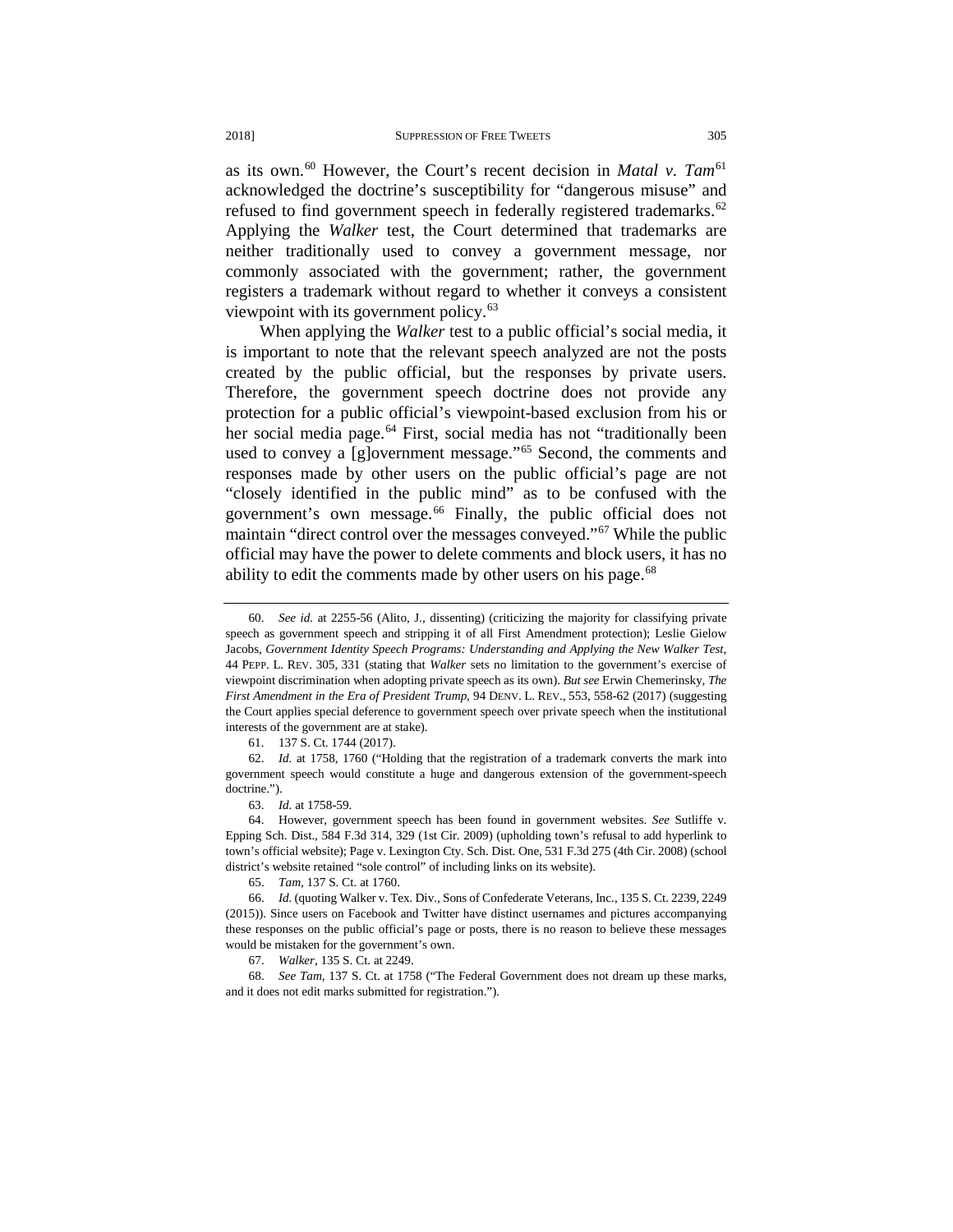as its own.[60] However, the Court's recent decision in *Matal v. Tam*[61] acknowledged the doctrine's susceptibility for "dangerous misuse" and refused to find government speech in federally registered trademarks.[62] Applying the *Walker* test, the Court determined that trademarks are neither traditionally used to convey a government message, nor commonly associated with the government; rather, the government registers a trademark without regard to whether it conveys a consistent viewpoint with its government policy.[63]

When applying the *Walker* test to a public official's social media, it is important to note that the relevant speech analyzed are not the posts created by the public official, but the responses by private users. Therefore, the government speech doctrine does not provide any protection for a public official's viewpoint-based exclusion from his or her social media page.[64] First, social media has not "traditionally been used to convey a [g]overnment message."[65] Second, the comments and responses made by other users on the public official's page are not "closely identified in the public mind" as to be confused with the government's own message.[66] Finally, the public official does not maintain "direct control over the messages conveyed."[67] While the public official may have the power to delete comments and block users, it has no ability to edit the comments made by other users on his page.[68]

---

60. *See id.* at 2255-56 (Alito, J., dissenting) (criticizing the majority for classifying private speech as government speech and stripping it of all First Amendment protection); Leslie Gielow Jacobs, *Government Identity Speech Programs: Understanding and Applying the New Walker Test*, 44 PEPP. L. REV. 305, 331 (stating that *Walker* sets no limitation to the government's exercise of viewpoint discrimination when adopting private speech as its own). *But see* Erwin Chemerinsky, *The First Amendment in the Era of President Trump*, 94 DENV. L. REV., 553, 558-62 (2017) (suggesting the Court applies special deference to government speech over private speech when the institutional interests of the government are at stake).

61. 137 S. Ct. 1744 (2017).

62. *Id.* at 1758, 1760 ("Holding that the registration of a trademark converts the mark into government speech would constitute a huge and dangerous extension of the government-speech doctrine.").

63. *Id.* at 1758-59.

64. However, government speech has been found in government websites. *See* Sutliffe v. Epping Sch. Dist., 584 F.3d 314, 329 (1st Cir. 2009) (upholding town's refusal to add hyperlink to town's official website); Page v. Lexington Cty. Sch. Dist. One, 531 F.3d 275 (4th Cir. 2008) (school district's website retained "sole control" of including links on its website).

65. *Tam*, 137 S. Ct. at 1760.

66. *Id.* (quoting Walker v. Tex. Div., Sons of Confederate Veterans, Inc., 135 S. Ct. 2239, 2249 (2015)). Since users on Facebook and Twitter have distinct usernames and pictures accompanying these responses on the public official's page or posts, there is no reason to believe these messages would be mistaken for the government's own.

67. *Walker*, 135 S. Ct. at 2249.

68. *See Tam*, 137 S. Ct. at 1758 ("The Federal Government does not dream up these marks, and it does not edit marks submitted for registration.").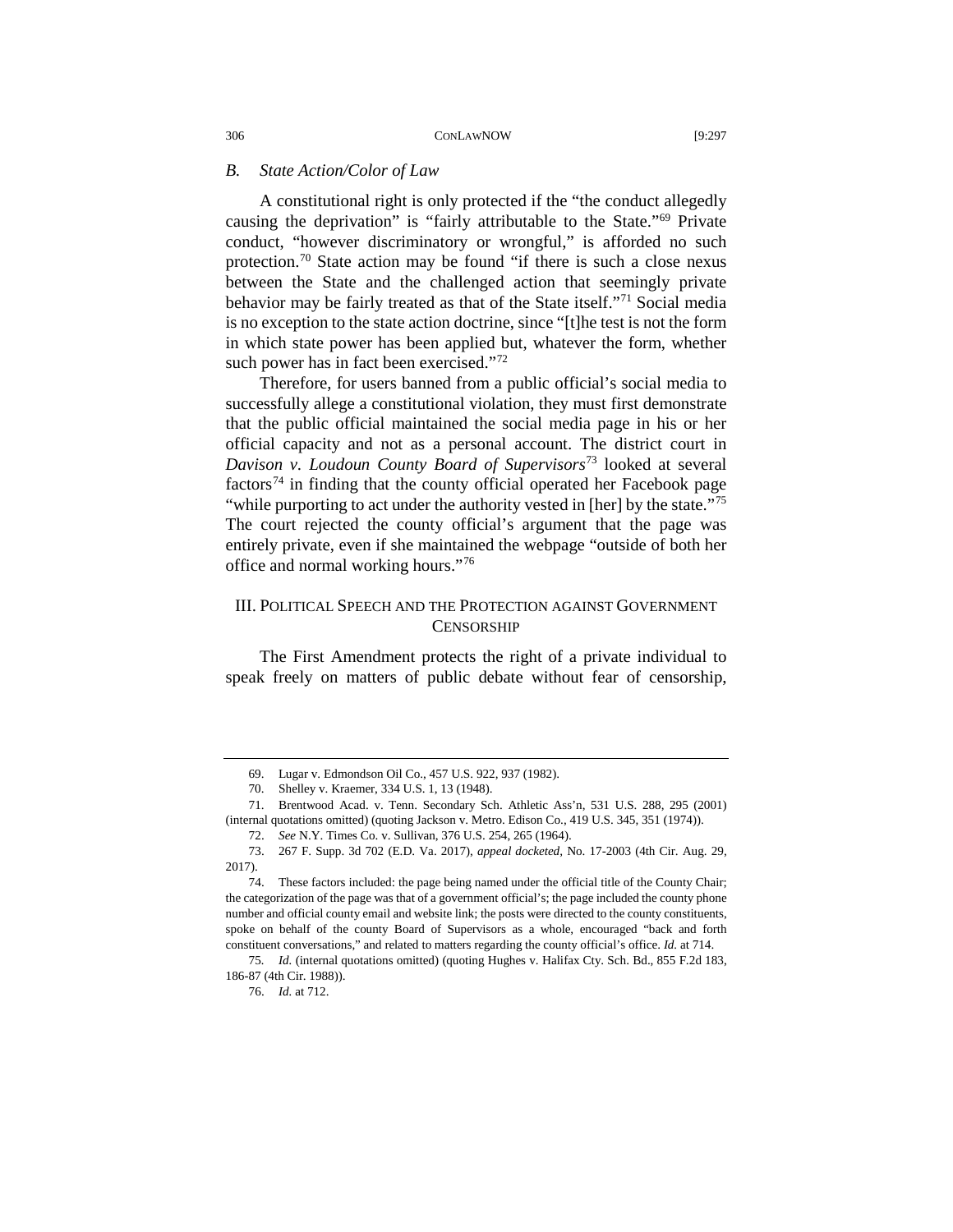### *B. State Action/Color of Law*

A constitutional right is only protected if the "the conduct allegedly causing the deprivation" is "fairly attributable to the State."[69] Private conduct, "however discriminatory or wrongful," is afforded no such protection.[70] State action may be found "if there is such a close nexus between the State and the challenged action that seemingly private behavior may be fairly treated as that of the State itself."[71] Social media is no exception to the state action doctrine, since "[t]he test is not the form in which state power has been applied but, whatever the form, whether such power has in fact been exercised."[72]

Therefore, for users banned from a public official's social media to successfully allege a constitutional violation, they must first demonstrate that the public official maintained the social media page in his or her official capacity and not as a personal account. The district court in *Davison v. Loudoun County Board of Supervisors*[73] looked at several factors[74] in finding that the county official operated her Facebook page "while purporting to act under the authority vested in [her] by the state."[75] The court rejected the county official's argument that the page was entirely private, even if she maintained the webpage "outside of both her office and normal working hours."[76]

## III. POLITICAL SPEECH AND THE PROTECTION AGAINST GOVERNMENT CENSORSHIP

The First Amendment protects the right of a private individual to speak freely on matters of public debate without fear of censorship,

---

69. Lugar v. Edmondson Oil Co., 457 U.S. 922, 937 (1982).

70. Shelley v. Kraemer, 334 U.S. 1, 13 (1948).

71. Brentwood Acad. v. Tenn. Secondary Sch. Athletic Ass'n, 531 U.S. 288, 295 (2001) (internal quotations omitted) (quoting Jackson v. Metro. Edison Co., 419 U.S. 345, 351 (1974)).

72. *See* N.Y. Times Co. v. Sullivan, 376 U.S. 254, 265 (1964).

73. 267 F. Supp. 3d 702 (E.D. Va. 2017), *appeal docketed*, No. 17-2003 (4th Cir. Aug. 29, 2017).

74. These factors included: the page being named under the official title of the County Chair; the categorization of the page was that of a government official's; the page included the county phone number and official county email and website link; the posts were directed to the county constituents, spoke on behalf of the county Board of Supervisors as a whole, encouraged "back and forth constituent conversations," and related to matters regarding the county official's office. *Id.* at 714.

75. *Id.* (internal quotations omitted) (quoting Hughes v. Halifax Cty. Sch. Bd., 855 F.2d 183, 186-87 (4th Cir. 1988)).

76. *Id.* at 712.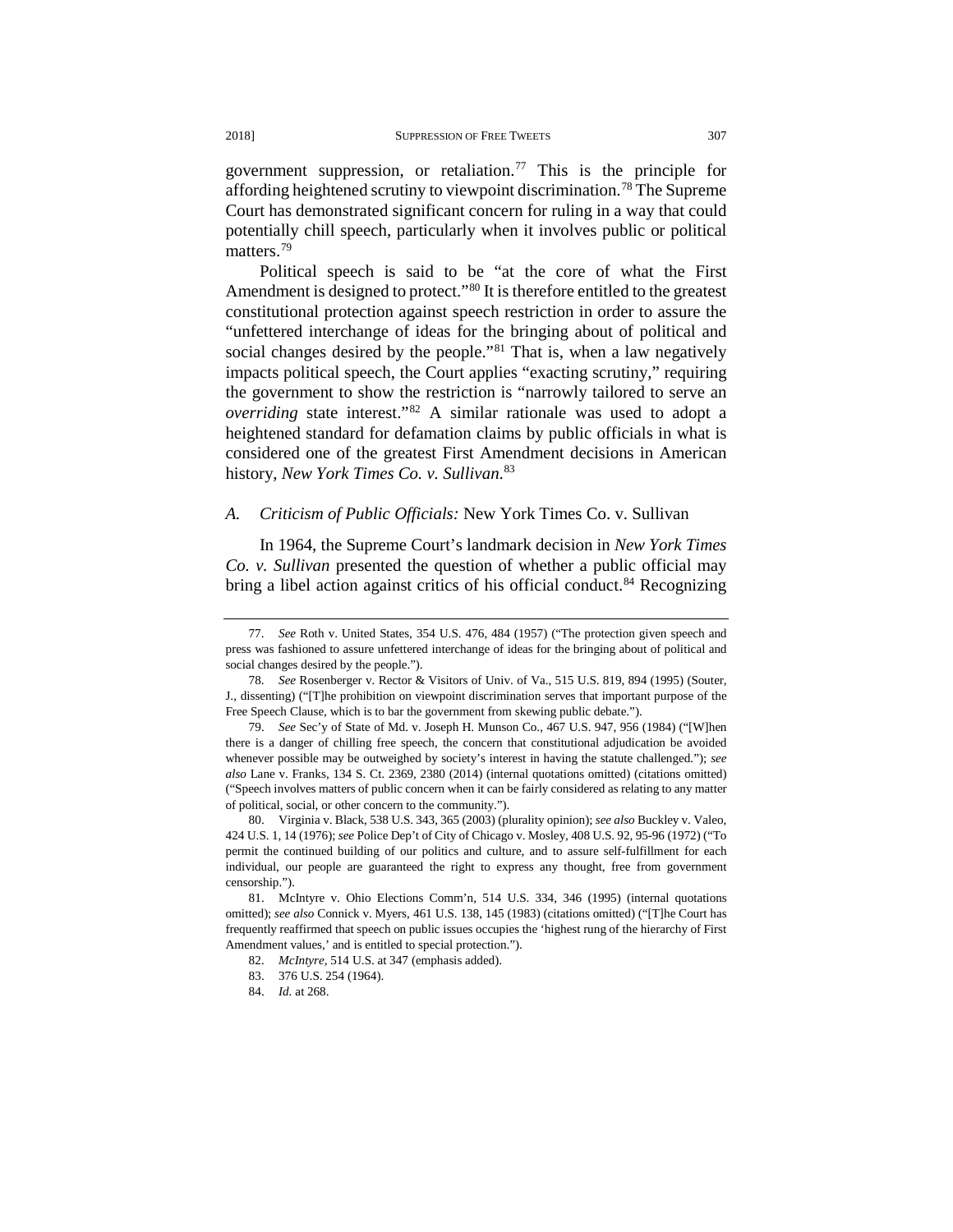government suppression, or retaliation.[77] This is the principle for affording heightened scrutiny to viewpoint discrimination.[78] The Supreme Court has demonstrated significant concern for ruling in a way that could potentially chill speech, particularly when it involves public or political matters.[79]

Political speech is said to be "at the core of what the First Amendment is designed to protect."[80] It is therefore entitled to the greatest constitutional protection against speech restriction in order to assure the "unfettered interchange of ideas for the bringing about of political and social changes desired by the people."[81] That is, when a law negatively impacts political speech, the Court applies "exacting scrutiny," requiring the government to show the restriction is "narrowly tailored to serve an *overriding* state interest."[82] A similar rationale was used to adopt a heightened standard for defamation claims by public officials in what is considered one of the greatest First Amendment decisions in American history, *New York Times Co. v. Sullivan*.[83]

### *A. Criticism of Public Officials:* New York Times Co. v. Sullivan

In 1964, the Supreme Court's landmark decision in *New York Times Co. v. Sullivan* presented the question of whether a public official may bring a libel action against critics of his official conduct.[84] Recognizing

---

77. *See* Roth v. United States, 354 U.S. 476, 484 (1957) ("The protection given speech and press was fashioned to assure unfettered interchange of ideas for the bringing about of political and social changes desired by the people.").

78. *See* Rosenberger v. Rector & Visitors of Univ. of Va., 515 U.S. 819, 894 (1995) (Souter, J., dissenting) ("[T]he prohibition on viewpoint discrimination serves that important purpose of the Free Speech Clause, which is to bar the government from skewing public debate.").

79. *See* Sec'y of State of Md. v. Joseph H. Munson Co., 467 U.S. 947, 956 (1984) ("[W]hen there is a danger of chilling free speech, the concern that constitutional adjudication be avoided whenever possible may be outweighed by society's interest in having the statute challenged."); *see also* Lane v. Franks, 134 S. Ct. 2369, 2380 (2014) (internal quotations omitted) (citations omitted) ("Speech involves matters of public concern when it can be fairly considered as relating to any matter of political, social, or other concern to the community.").

80. Virginia v. Black, 538 U.S. 343, 365 (2003) (plurality opinion); *see also* Buckley v. Valeo, 424 U.S. 1, 14 (1976); *see* Police Dep't of City of Chicago v. Mosley, 408 U.S. 92, 95-96 (1972) ("To permit the continued building of our politics and culture, and to assure self-fulfillment for each individual, our people are guaranteed the right to express any thought, free from government censorship.").

81. McIntyre v. Ohio Elections Comm'n, 514 U.S. 334, 346 (1995) (internal quotations omitted); *see also* Connick v. Myers, 461 U.S. 138, 145 (1983) (citations omitted) ("[T]he Court has frequently reaffirmed that speech on public issues occupies the 'highest rung of the hierarchy of First Amendment values,' and is entitled to special protection.").

82. *McIntyre*, 514 U.S. at 347 (emphasis added).

83. 376 U.S. 254 (1964).

84. *Id.* at 268.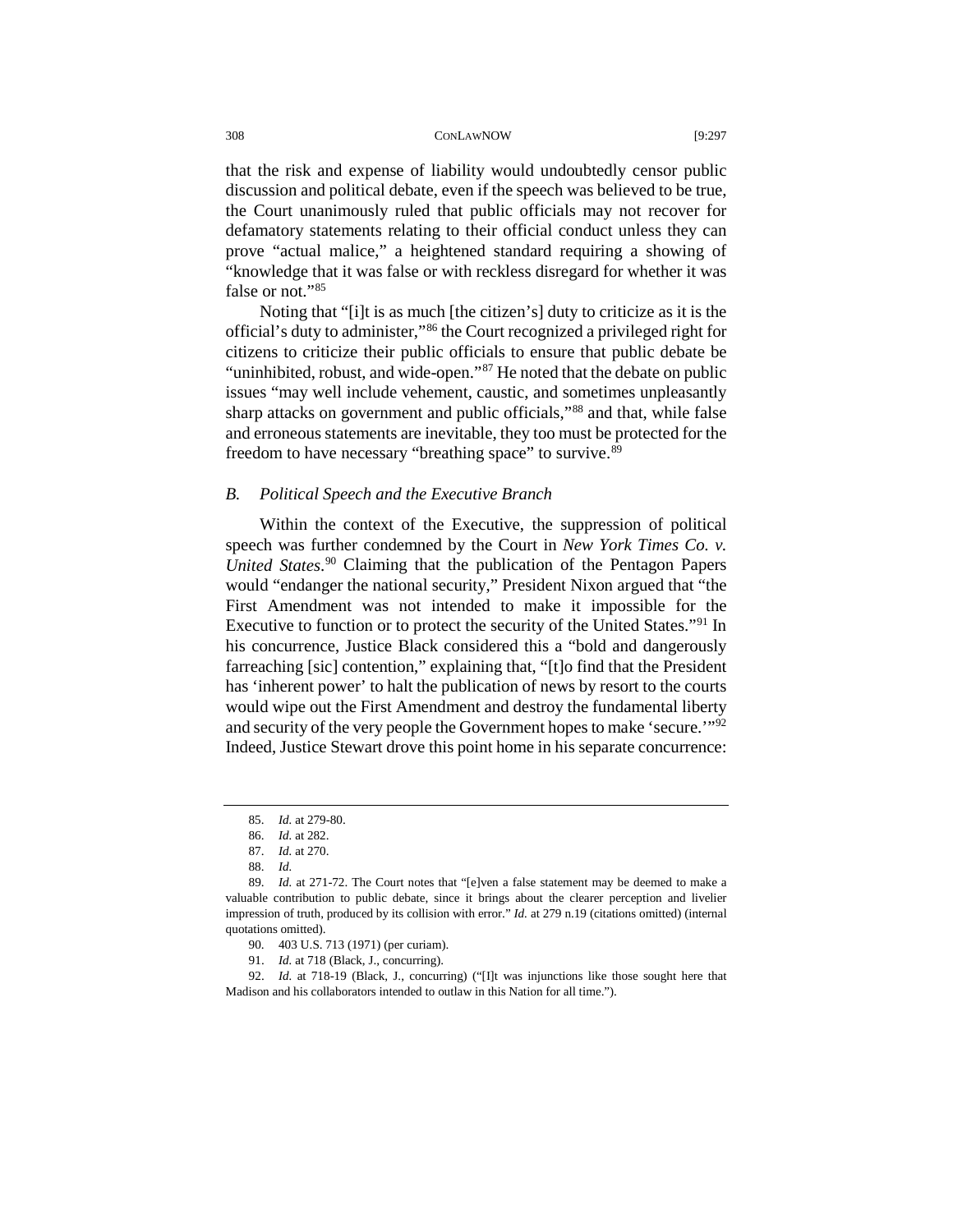that the risk and expense of liability would undoubtedly censor public discussion and political debate, even if the speech was believed to be true, the Court unanimously ruled that public officials may not recover for defamatory statements relating to their official conduct unless they can prove "actual malice," a heightened standard requiring a showing of "knowledge that it was false or with reckless disregard for whether it was false or not."[85]

Noting that "[i]t is as much [the citizen's] duty to criticize as it is the official's duty to administer,"[86] the Court recognized a privileged right for citizens to criticize their public officials to ensure that public debate be "uninhibited, robust, and wide-open."[87] He noted that the debate on public issues "may well include vehement, caustic, and sometimes unpleasantly sharp attacks on government and public officials,"[88] and that, while false and erroneous statements are inevitable, they too must be protected for the freedom to have necessary "breathing space" to survive.[89]

### *B. Political Speech and the Executive Branch*

Within the context of the Executive, the suppression of political speech was further condemned by the Court in *New York Times Co. v. United States*.[90] Claiming that the publication of the Pentagon Papers would "endanger the national security," President Nixon argued that "the First Amendment was not intended to make it impossible for the Executive to function or to protect the security of the United States."[91] In his concurrence, Justice Black considered this a "bold and dangerously farreaching [sic] contention," explaining that, "[t]o find that the President has 'inherent power' to halt the publication of news by resort to the courts would wipe out the First Amendment and destroy the fundamental liberty and security of the very people the Government hopes to make 'secure.'"[92] Indeed, Justice Stewart drove this point home in his separate concurrence:

---

85. *Id.* at 279-80.

86. *Id.* at 282.

87. *Id.* at 270.

88. *Id.*

89. *Id.* at 271-72. The Court notes that "[e]ven a false statement may be deemed to make a valuable contribution to public debate, since it brings about the clearer perception and livelier impression of truth, produced by its collision with error." *Id.* at 279 n.19 (citations omitted) (internal quotations omitted).

90. 403 U.S. 713 (1971) (per curiam).

91. *Id.* at 718 (Black, J., concurring).

92. *Id.* at 718-19 (Black, J., concurring) ("[I]t was injunctions like those sought here that Madison and his collaborators intended to outlaw in this Nation for all time.").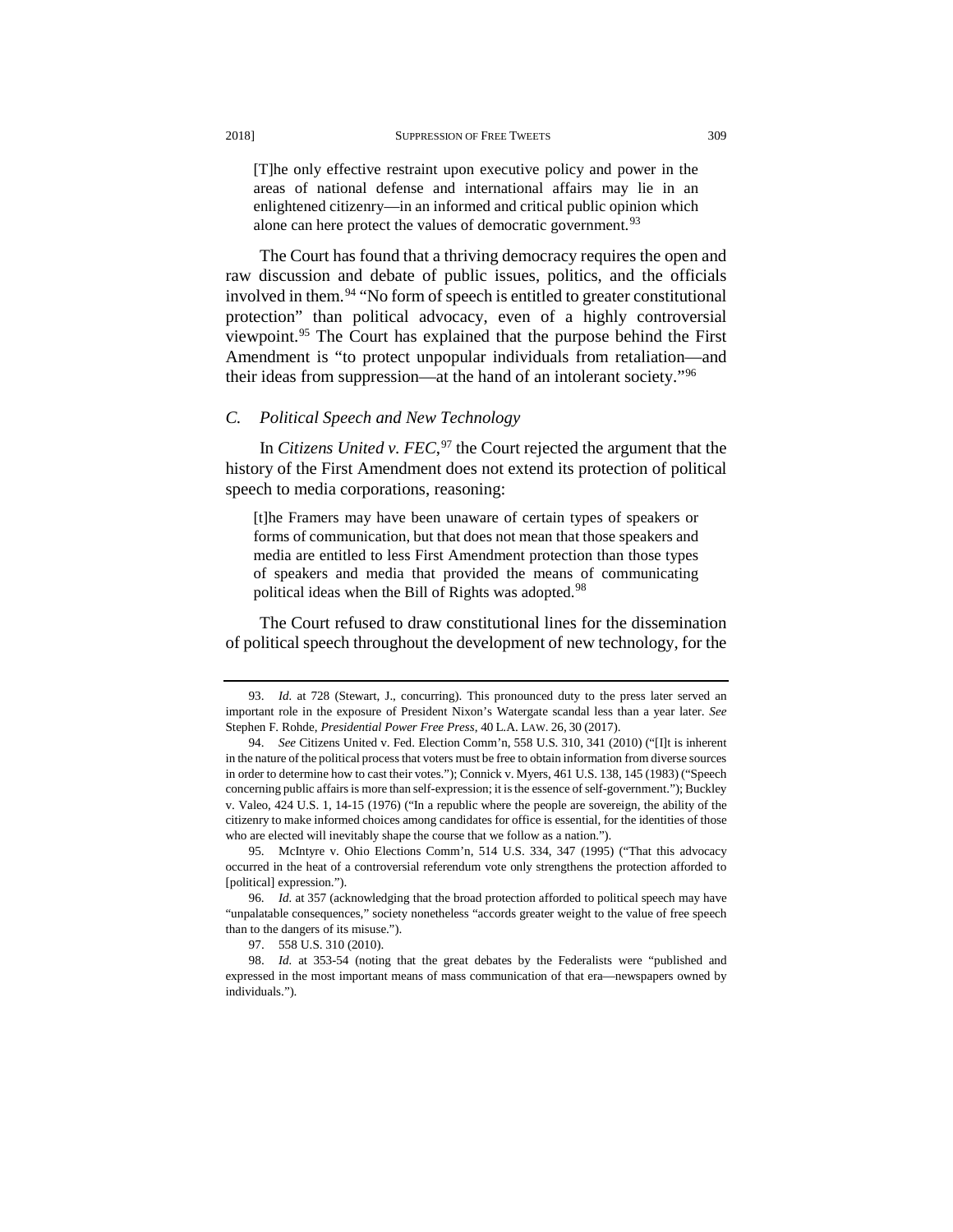> [T]he only effective restraint upon executive policy and power in the areas of national defense and international affairs may lie in an enlightened citizenry—in an informed and critical public opinion which alone can here protect the values of democratic government.[93]

The Court has found that a thriving democracy requires the open and raw discussion and debate of public issues, politics, and the officials involved in them.[94] "No form of speech is entitled to greater constitutional protection" than political advocacy, even of a highly controversial viewpoint.[95] The Court has explained that the purpose behind the First Amendment is "to protect unpopular individuals from retaliation—and their ideas from suppression—at the hand of an intolerant society."[96]

### *C. Political Speech and New Technology*

In *Citizens United v. FEC*,[97] the Court rejected the argument that the history of the First Amendment does not extend its protection of political speech to media corporations, reasoning:

> [t]he Framers may have been unaware of certain types of speakers or forms of communication, but that does not mean that those speakers and media are entitled to less First Amendment protection than those types of speakers and media that provided the means of communicating political ideas when the Bill of Rights was adopted.[98]

The Court refused to draw constitutional lines for the dissemination of political speech throughout the development of new technology, for the

---

93. *Id.* at 728 (Stewart, J., concurring). This pronounced duty to the press later served an important role in the exposure of President Nixon's Watergate scandal less than a year later. *See* Stephen F. Rohde, *Presidential Power Free Press*, 40 L.A. LAW. 26, 30 (2017).

94. *See* Citizens United v. Fed. Election Comm'n, 558 U.S. 310, 341 (2010) ("[I]t is inherent in the nature of the political process that voters must be free to obtain information from diverse sources in order to determine how to cast their votes."); Connick v. Myers, 461 U.S. 138, 145 (1983) ("Speech concerning public affairs is more than self-expression; it is the essence of self-government."); Buckley v. Valeo, 424 U.S. 1, 14-15 (1976) ("In a republic where the people are sovereign, the ability of the citizenry to make informed choices among candidates for office is essential, for the identities of those who are elected will inevitably shape the course that we follow as a nation.").

95. McIntyre v. Ohio Elections Comm'n, 514 U.S. 334, 347 (1995) ("That this advocacy occurred in the heat of a controversial referendum vote only strengthens the protection afforded to [political] expression.").

96. *Id.* at 357 (acknowledging that the broad protection afforded to political speech may have "unpalatable consequences," society nonetheless "accords greater weight to the value of free speech than to the dangers of its misuse.").

97. 558 U.S. 310 (2010).

98. *Id.* at 353-54 (noting that the great debates by the Federalists were "published and expressed in the most important means of mass communication of that era—newspapers owned by individuals.").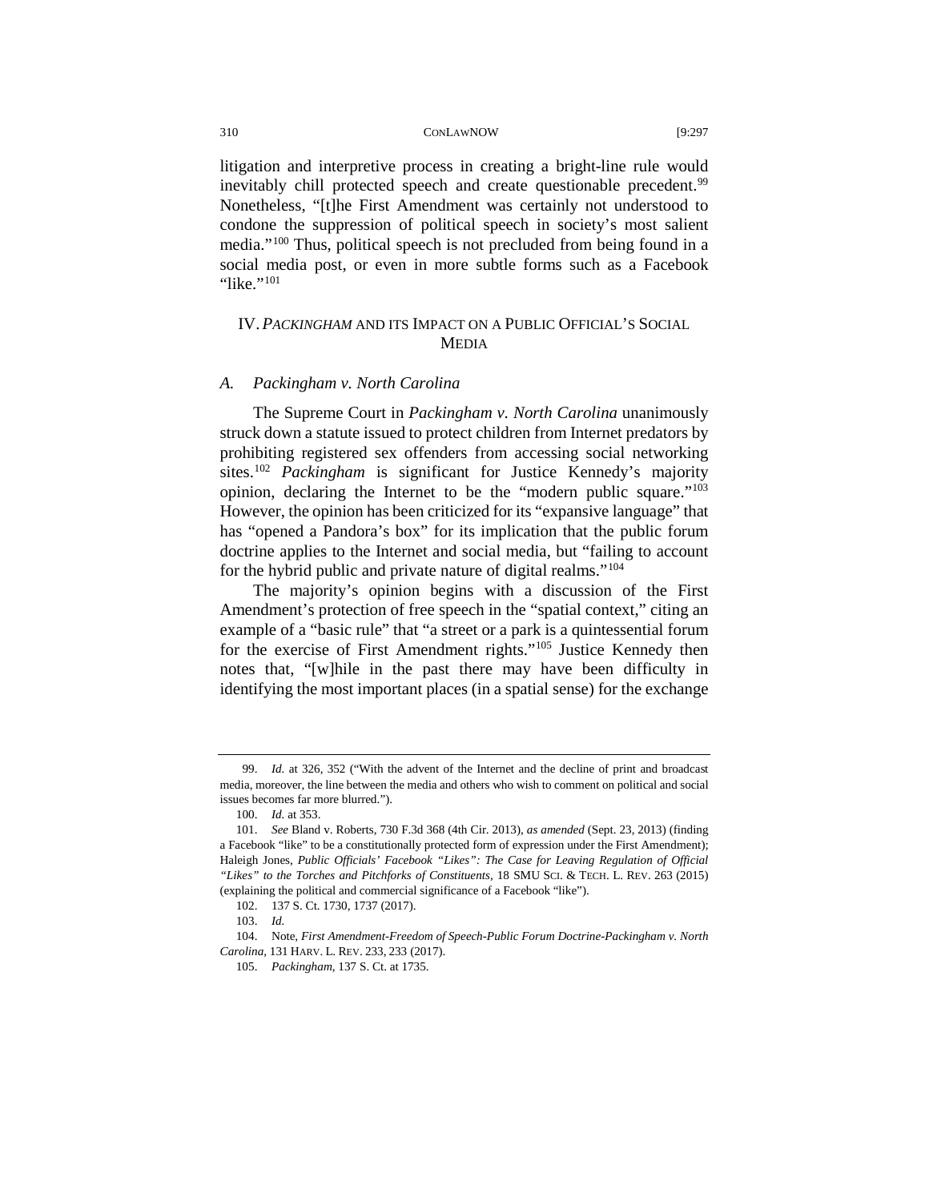litigation and interpretive process in creating a bright-line rule would inevitably chill protected speech and create questionable precedent.[99] Nonetheless, "[t]he First Amendment was certainly not understood to condone the suppression of political speech in society's most salient media."[100] Thus, political speech is not precluded from being found in a social media post, or even in more subtle forms such as a Facebook "like."[101]

## IV. *PACKINGHAM* AND ITS IMPACT ON A PUBLIC OFFICIAL'S SOCIAL MEDIA

### *A. Packingham v. North Carolina*

The Supreme Court in *Packingham v. North Carolina* unanimously struck down a statute issued to protect children from Internet predators by prohibiting registered sex offenders from accessing social networking sites.[102] *Packingham* is significant for Justice Kennedy's majority opinion, declaring the Internet to be the "modern public square."[103] However, the opinion has been criticized for its "expansive language" that has "opened a Pandora's box" for its implication that the public forum doctrine applies to the Internet and social media, but "failing to account for the hybrid public and private nature of digital realms."[104]

The majority's opinion begins with a discussion of the First Amendment's protection of free speech in the "spatial context," citing an example of a "basic rule" that "a street or a park is a quintessential forum for the exercise of First Amendment rights."[105] Justice Kennedy then notes that, "[w]hile in the past there may have been difficulty in identifying the most important places (in a spatial sense) for the exchange

---

99. *Id.* at 326, 352 ("With the advent of the Internet and the decline of print and broadcast media, moreover, the line between the media and others who wish to comment on political and social issues becomes far more blurred.").

100. *Id.* at 353.

101. *See* Bland v. Roberts, 730 F.3d 368 (4th Cir. 2013), *as amended* (Sept. 23, 2013) (finding a Facebook "like" to be a constitutionally protected form of expression under the First Amendment); Haleigh Jones, *Public Officials' Facebook "Likes": The Case for Leaving Regulation of Official "Likes" to the Torches and Pitchforks of Constituents*, 18 SMU SCI. & TECH. L. REV. 263 (2015) (explaining the political and commercial significance of a Facebook "like").

102. 137 S. Ct. 1730, 1737 (2017).

103. *Id.*

104. Note, *First Amendment-Freedom of Speech-Public Forum Doctrine-Packingham v. North Carolina*, 131 HARV. L. REV. 233, 233 (2017).

105. *Packingham*, 137 S. Ct. at 1735.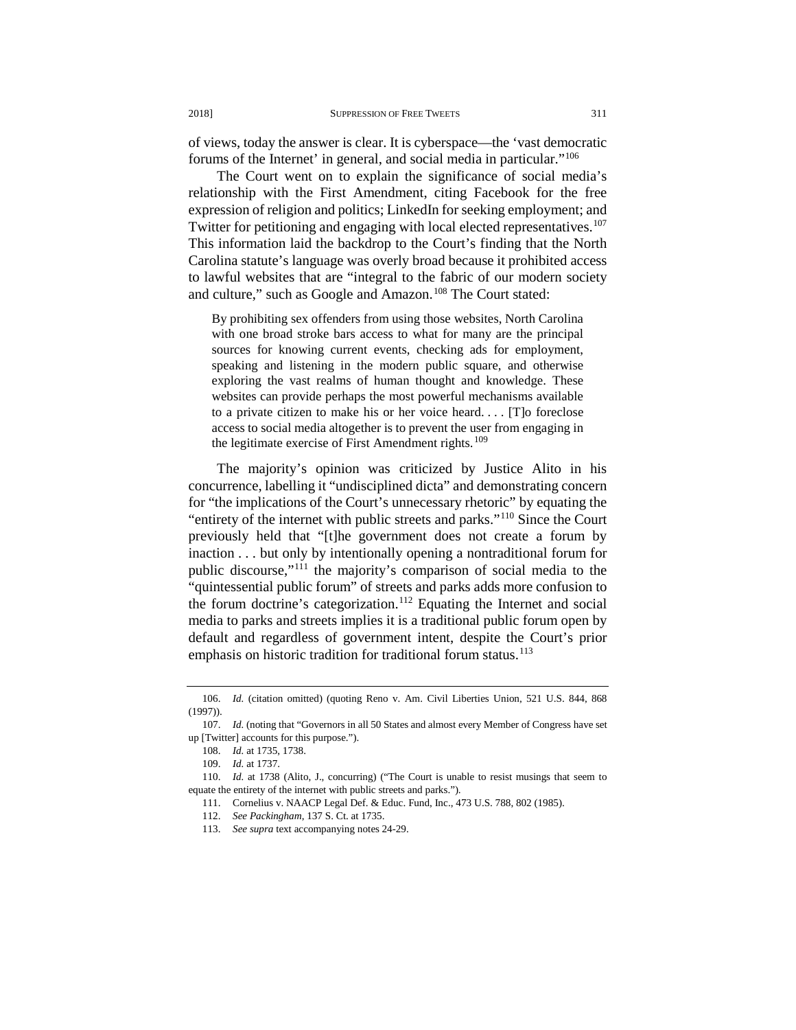of views, today the answer is clear. It is cyberspace—the 'vast democratic forums of the Internet' in general, and social media in particular."[106]

The Court went on to explain the significance of social media's relationship with the First Amendment, citing Facebook for the free expression of religion and politics; LinkedIn for seeking employment; and Twitter for petitioning and engaging with local elected representatives.[107] This information laid the backdrop to the Court's finding that the North Carolina statute's language was overly broad because it prohibited access to lawful websites that are "integral to the fabric of our modern society and culture," such as Google and Amazon.[108] The Court stated:

> By prohibiting sex offenders from using those websites, North Carolina with one broad stroke bars access to what for many are the principal sources for knowing current events, checking ads for employment, speaking and listening in the modern public square, and otherwise exploring the vast realms of human thought and knowledge. These websites can provide perhaps the most powerful mechanisms available to a private citizen to make his or her voice heard. . . . [T]o foreclose access to social media altogether is to prevent the user from engaging in the legitimate exercise of First Amendment rights.[109]

The majority's opinion was criticized by Justice Alito in his concurrence, labelling it "undisciplined dicta" and demonstrating concern for "the implications of the Court's unnecessary rhetoric" by equating the "entirety of the internet with public streets and parks."[110] Since the Court previously held that "[t]he government does not create a forum by inaction . . . but only by intentionally opening a nontraditional forum for public discourse,"[111] the majority's comparison of social media to the "quintessential public forum" of streets and parks adds more confusion to the forum doctrine's categorization.[112] Equating the Internet and social media to parks and streets implies it is a traditional public forum open by default and regardless of government intent, despite the Court's prior emphasis on historic tradition for traditional forum status.[113]

---

106. *Id.* (citation omitted) (quoting Reno v. Am. Civil Liberties Union, 521 U.S. 844, 868 (1997)).

107. *Id.* (noting that "Governors in all 50 States and almost every Member of Congress have set up [Twitter] accounts for this purpose.").

108. *Id.* at 1735, 1738.

109. *Id.* at 1737.

110. *Id.* at 1738 (Alito, J., concurring) ("The Court is unable to resist musings that seem to equate the entirety of the internet with public streets and parks.").

111. Cornelius v. NAACP Legal Def. & Educ. Fund, Inc., 473 U.S. 788, 802 (1985).

112. *See Packingham*, 137 S. Ct. at 1735.

113. *See supra* text accompanying notes 24-29.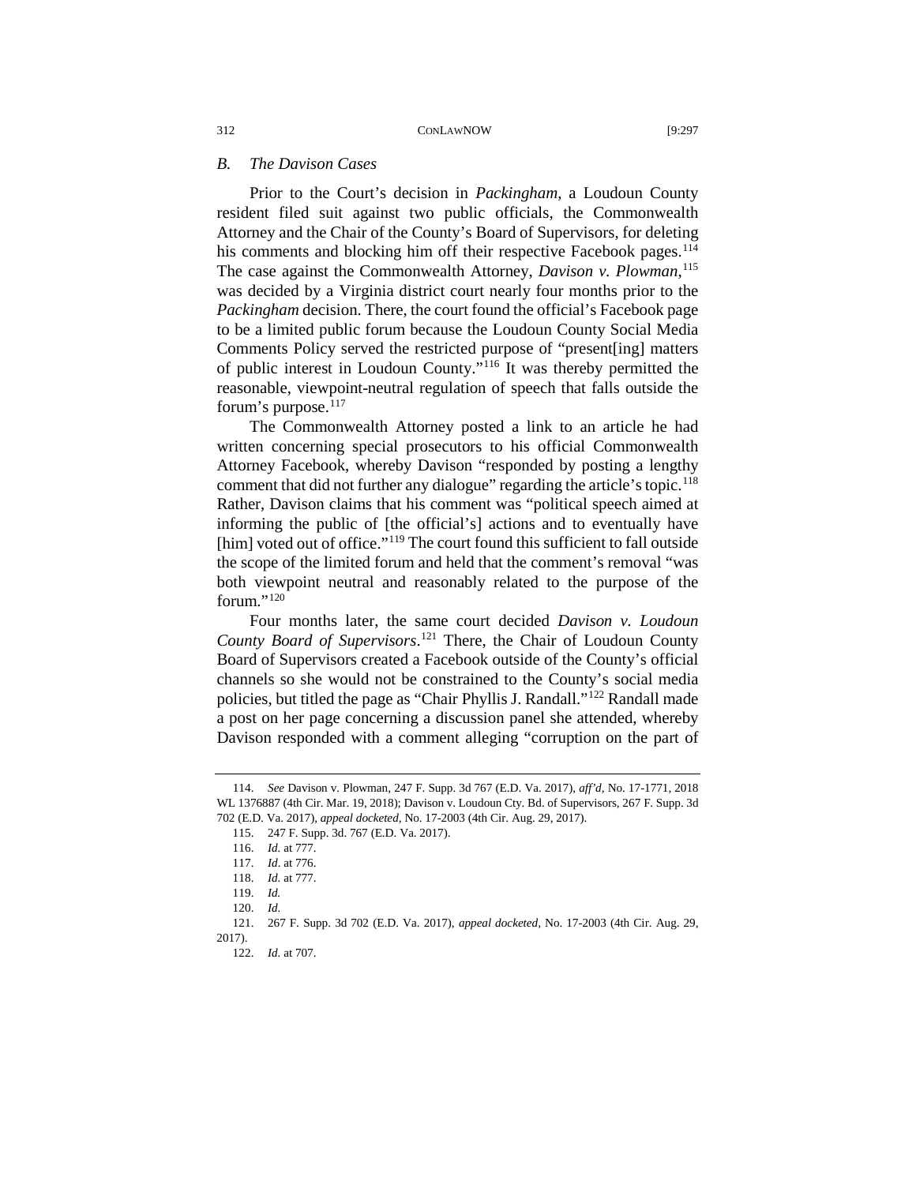### *B. The Davison Cases*

Prior to the Court's decision in *Packingham*, a Loudoun County resident filed suit against two public officials, the Commonwealth Attorney and the Chair of the County's Board of Supervisors, for deleting his comments and blocking him off their respective Facebook pages.[114] The case against the Commonwealth Attorney, *Davison v. Plowman*,[115] was decided by a Virginia district court nearly four months prior to the *Packingham* decision. There, the court found the official's Facebook page to be a limited public forum because the Loudoun County Social Media Comments Policy served the restricted purpose of "present[ing] matters of public interest in Loudoun County."[116] It was thereby permitted the reasonable, viewpoint-neutral regulation of speech that falls outside the forum's purpose.[117]

The Commonwealth Attorney posted a link to an article he had written concerning special prosecutors to his official Commonwealth Attorney Facebook, whereby Davison "responded by posting a lengthy comment that did not further any dialogue" regarding the article's topic.[118] Rather, Davison claims that his comment was "political speech aimed at informing the public of [the official's] actions and to eventually have [him] voted out of office."[119] The court found this sufficient to fall outside the scope of the limited forum and held that the comment's removal "was both viewpoint neutral and reasonably related to the purpose of the forum."[120]

Four months later, the same court decided *Davison v. Loudoun County Board of Supervisors*.[121] There, the Chair of Loudoun County Board of Supervisors created a Facebook outside of the County's official channels so she would not be constrained to the County's social media policies, but titled the page as "Chair Phyllis J. Randall."[122] Randall made a post on her page concerning a discussion panel she attended, whereby Davison responded with a comment alleging "corruption on the part of

---

114. *See* Davison v. Plowman, 247 F. Supp. 3d 767 (E.D. Va. 2017), *aff'd*, No. 17-1771, 2018 WL 1376887 (4th Cir. Mar. 19, 2018); Davison v. Loudoun Cty. Bd. of Supervisors, 267 F. Supp. 3d 702 (E.D. Va. 2017), *appeal docketed*, No. 17-2003 (4th Cir. Aug. 29, 2017).

115. 247 F. Supp. 3d. 767 (E.D. Va. 2017).

116. *Id.* at 777.

117. *Id*. at 776.

118. *Id.* at 777.

119. *Id.*

120. *Id.*

121. 267 F. Supp. 3d 702 (E.D. Va. 2017), *appeal docketed*, No. 17-2003 (4th Cir. Aug. 29, 2017).

122. *Id.* at 707.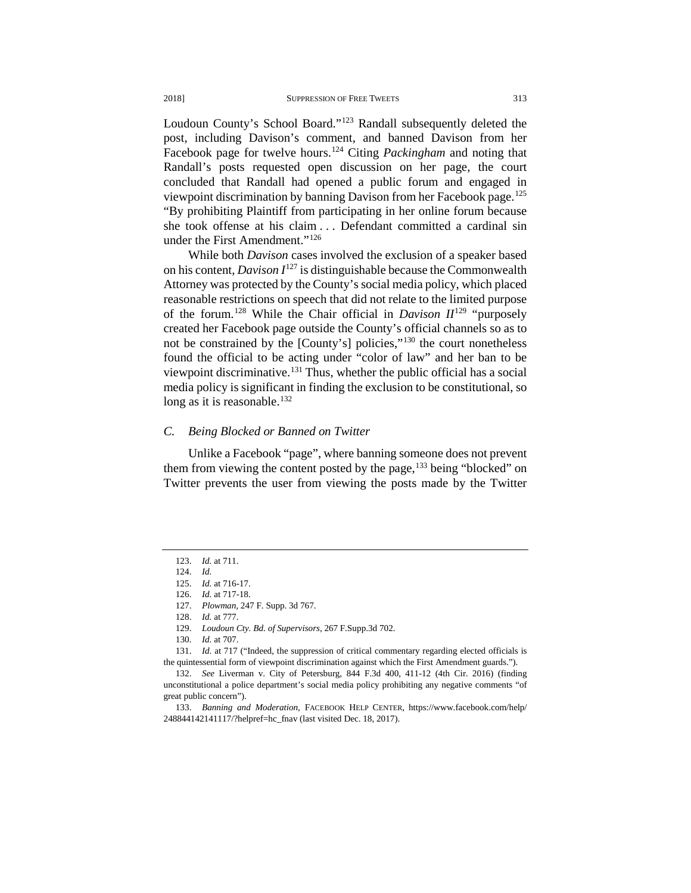Loudoun County's School Board."[123] Randall subsequently deleted the post, including Davison's comment, and banned Davison from her Facebook page for twelve hours.[124] Citing *Packingham* and noting that Randall's posts requested open discussion on her page, the court concluded that Randall had opened a public forum and engaged in viewpoint discrimination by banning Davison from her Facebook page.[125] "By prohibiting Plaintiff from participating in her online forum because she took offense at his claim . . . Defendant committed a cardinal sin under the First Amendment."[126]

While both *Davison* cases involved the exclusion of a speaker based on his content, *Davison I*[127] is distinguishable because the Commonwealth Attorney was protected by the County's social media policy, which placed reasonable restrictions on speech that did not relate to the limited purpose of the forum.[128] While the Chair official in *Davison II*[129] "purposely created her Facebook page outside the County's official channels so as to not be constrained by the [County's] policies,"[130] the court nonetheless found the official to be acting under "color of law" and her ban to be viewpoint discriminative.[131] Thus, whether the public official has a social media policy is significant in finding the exclusion to be constitutional, so long as it is reasonable.[132]

### *C. Being Blocked or Banned on Twitter*

Unlike a Facebook "page", where banning someone does not prevent them from viewing the content posted by the page,[133] being "blocked" on Twitter prevents the user from viewing the posts made by the Twitter

---

123. *Id.* at 711.

124. *Id.*

125. *Id.* at 716-17.

126. *Id.* at 717-18.

127. *Plowman*, 247 F. Supp. 3d 767.

128. *Id.* at 777.

129. *Loudoun Cty. Bd. of Supervisors*, 267 F.Supp.3d 702.

130. *Id.* at 707.

131. *Id.* at 717 ("Indeed, the suppression of critical commentary regarding elected officials is the quintessential form of viewpoint discrimination against which the First Amendment guards.").

132. *See* Liverman v. City of Petersburg, 844 F.3d 400, 411-12 (4th Cir. 2016) (finding unconstitutional a police department's social media policy prohibiting any negative comments "of great public concern").

133. *Banning and Moderation*, FACEBOOK HELP CENTER, https://www.facebook.com/help/248844142141117/?helpref=hc_fnav (last visited Dec. 18, 2017).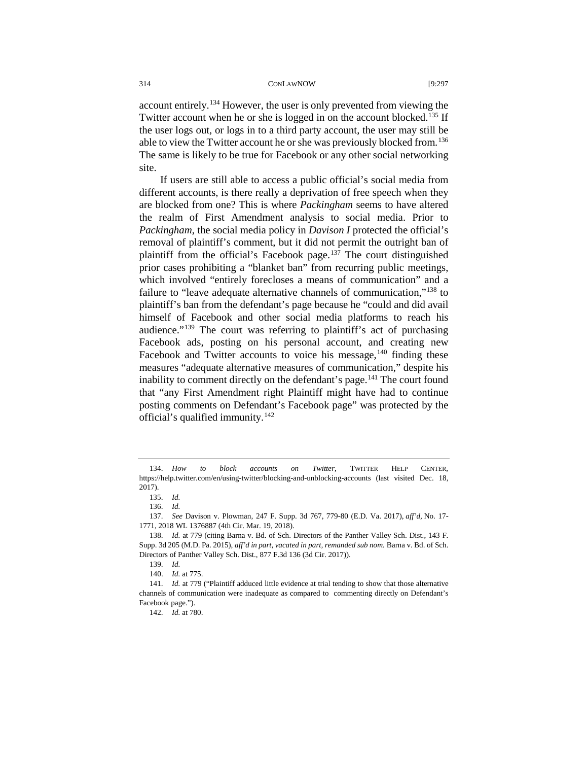account entirely.[134] However, the user is only prevented from viewing the Twitter account when he or she is logged in on the account blocked.[135] If the user logs out, or logs in to a third party account, the user may still be able to view the Twitter account he or she was previously blocked from.[136] The same is likely to be true for Facebook or any other social networking site.

If users are still able to access a public official's social media from different accounts, is there really a deprivation of free speech when they are blocked from one? This is where *Packingham* seems to have altered the realm of First Amendment analysis to social media. Prior to *Packingham*, the social media policy in *Davison I* protected the official's removal of plaintiff's comment, but it did not permit the outright ban of plaintiff from the official's Facebook page.[137] The court distinguished prior cases prohibiting a "blanket ban" from recurring public meetings, which involved "entirely forecloses a means of communication" and a failure to "leave adequate alternative channels of communication,"[138] to plaintiff's ban from the defendant's page because he "could and did avail himself of Facebook and other social media platforms to reach his audience."[139] The court was referring to plaintiff's act of purchasing Facebook ads, posting on his personal account, and creating new Facebook and Twitter accounts to voice his message,[140] finding these measures "adequate alternative measures of communication," despite his inability to comment directly on the defendant's page.[141] The court found that "any First Amendment right Plaintiff might have had to continue posting comments on Defendant's Facebook page" was protected by the official's qualified immunity.[142]

---

134. *How to block accounts on Twitter*, TWITTER HELP CENTER, https://help.twitter.com/en/using-twitter/blocking-and-unblocking-accounts (last visited Dec. 18, 2017).

135. *Id.*

136. *Id.*

137. *See* Davison v. Plowman, 247 F. Supp. 3d 767, 779-80 (E.D. Va. 2017), *aff'd*, No. 17-1771, 2018 WL 1376887 (4th Cir. Mar. 19, 2018).

138. *Id.* at 779 (citing Barna v. Bd. of Sch. Directors of the Panther Valley Sch. Dist., 143 F. Supp. 3d 205 (M.D. Pa. 2015), *aff'd in part, vacated in part, remanded sub nom.* Barna v. Bd. of Sch. Directors of Panther Valley Sch. Dist., 877 F.3d 136 (3d Cir. 2017)).

139. *Id.*

140. *Id.* at 775.

141. *Id.* at 779 ("Plaintiff adduced little evidence at trial tending to show that those alternative channels of communication were inadequate as compared to commenting directly on Defendant's Facebook page.").

142. *Id.* at 780.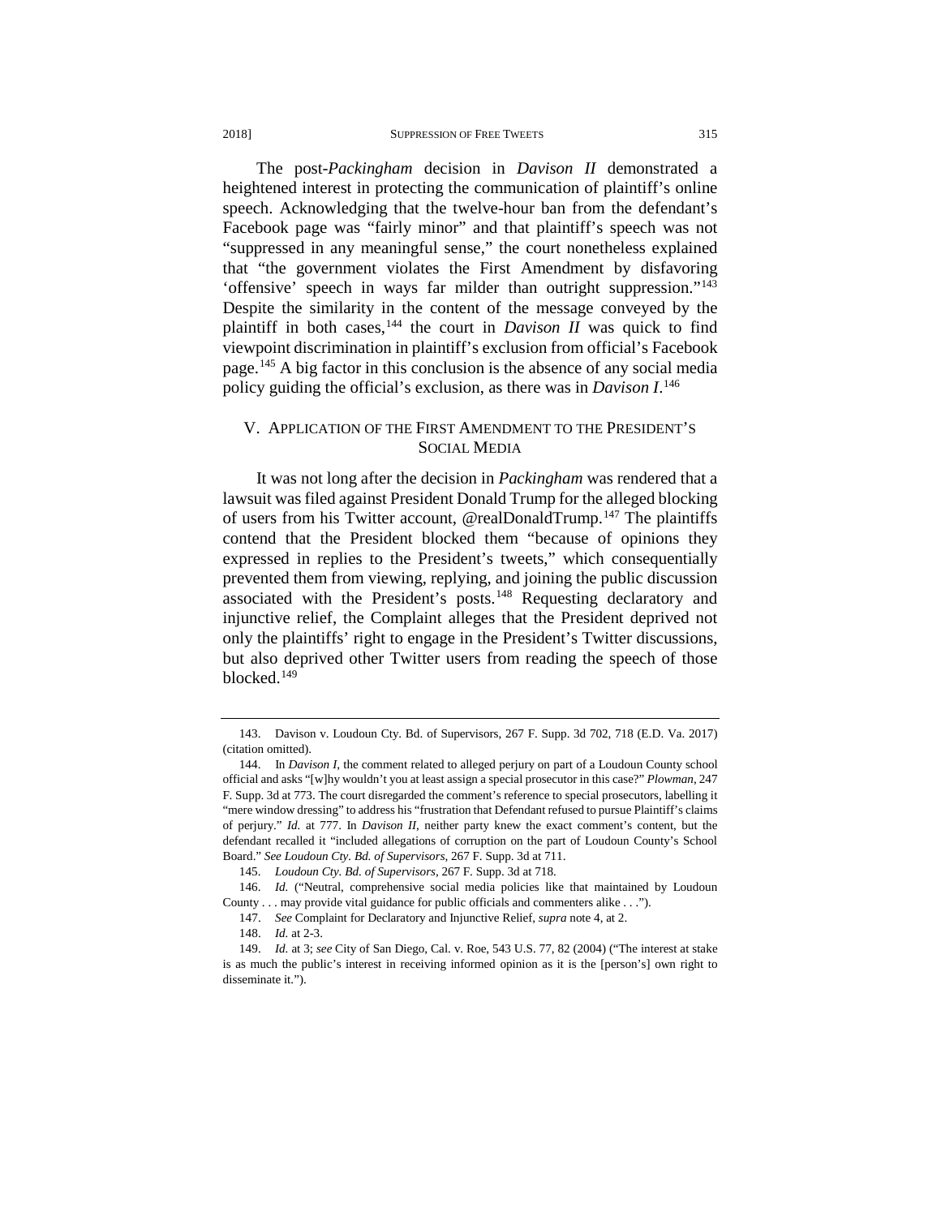The post-*Packingham* decision in *Davison II* demonstrated a heightened interest in protecting the communication of plaintiff's online speech. Acknowledging that the twelve-hour ban from the defendant's Facebook page was "fairly minor" and that plaintiff's speech was not "suppressed in any meaningful sense," the court nonetheless explained that "the government violates the First Amendment by disfavoring 'offensive' speech in ways far milder than outright suppression."[143] Despite the similarity in the content of the message conveyed by the plaintiff in both cases,[144] the court in *Davison II* was quick to find viewpoint discrimination in plaintiff's exclusion from official's Facebook page.[145] A big factor in this conclusion is the absence of any social media policy guiding the official's exclusion, as there was in *Davison I*.[146]

## V. APPLICATION OF THE FIRST AMENDMENT TO THE PRESIDENT'S SOCIAL MEDIA

It was not long after the decision in *Packingham* was rendered that a lawsuit was filed against President Donald Trump for the alleged blocking of users from his Twitter account, @realDonaldTrump.[147] The plaintiffs contend that the President blocked them "because of opinions they expressed in replies to the President's tweets," which consequentially prevented them from viewing, replying, and joining the public discussion associated with the President's posts.[148] Requesting declaratory and injunctive relief, the Complaint alleges that the President deprived not only the plaintiffs' right to engage in the President's Twitter discussions, but also deprived other Twitter users from reading the speech of those blocked.[149]

---

143. Davison v. Loudoun Cty. Bd. of Supervisors, 267 F. Supp. 3d 702, 718 (E.D. Va. 2017) (citation omitted).

144. In *Davison I*, the comment related to alleged perjury on part of a Loudoun County school official and asks "[w]hy wouldn't you at least assign a special prosecutor in this case?" *Plowman*, 247 F. Supp. 3d at 773. The court disregarded the comment's reference to special prosecutors, labelling it "mere window dressing" to address his "frustration that Defendant refused to pursue Plaintiff's claims of perjury." *Id.* at 777. In *Davison II*, neither party knew the exact comment's content, but the defendant recalled it "included allegations of corruption on the part of Loudoun County's School Board." *See Loudoun Cty. Bd. of Supervisors*, 267 F. Supp. 3d at 711.

145. *Loudoun Cty. Bd. of Supervisors*, 267 F. Supp. 3d at 718.

146. *Id.* ("Neutral, comprehensive social media policies like that maintained by Loudoun County . . . may provide vital guidance for public officials and commenters alike . . .").

147. *See* Complaint for Declaratory and Injunctive Relief, *supra* note 4, at 2.

148. *Id.* at 2-3.

149. *Id.* at 3; *see* City of San Diego, Cal. v. Roe, 543 U.S. 77, 82 (2004) ("The interest at stake is as much the public's interest in receiving informed opinion as it is the [person's] own right to disseminate it.").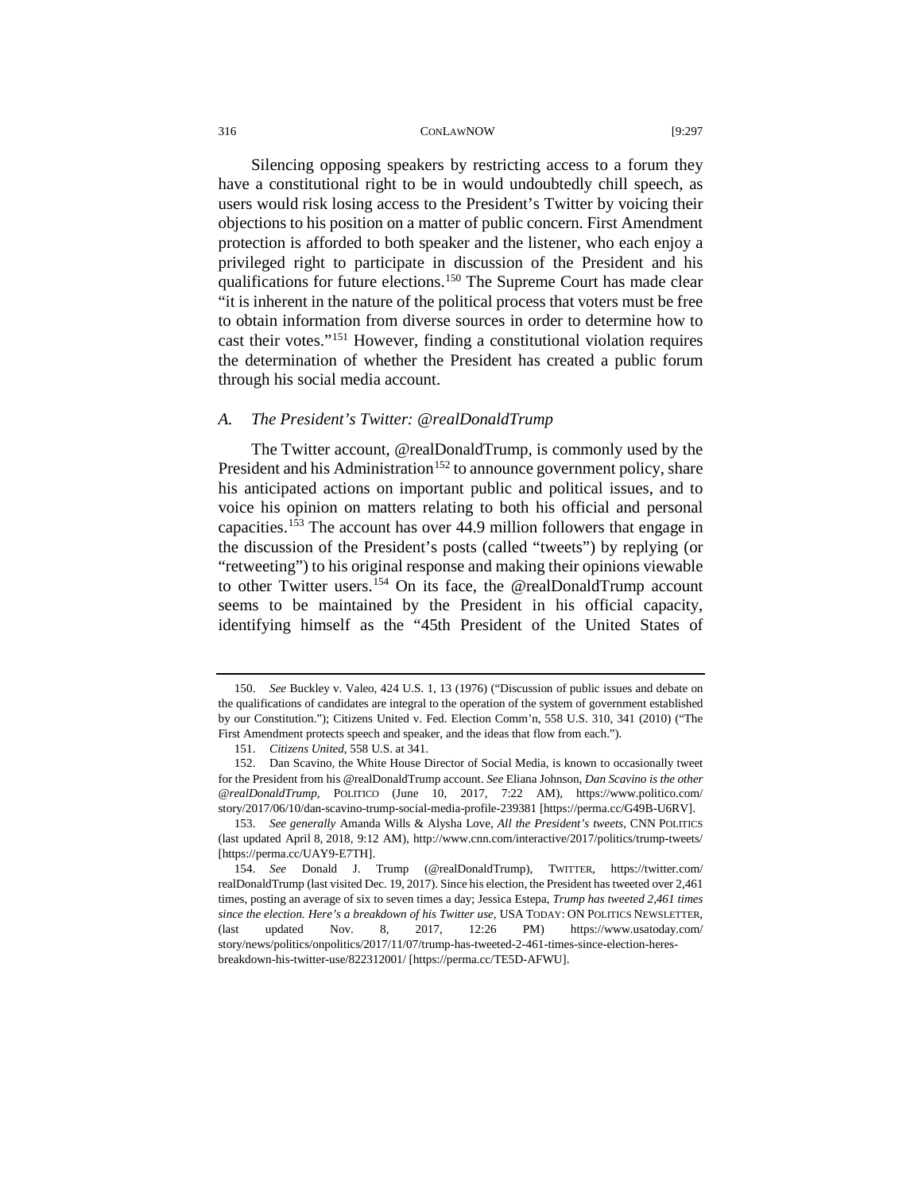Silencing opposing speakers by restricting access to a forum they have a constitutional right to be in would undoubtedly chill speech, as users would risk losing access to the President's Twitter by voicing their objections to his position on a matter of public concern. First Amendment protection is afforded to both speaker and the listener, who each enjoy a privileged right to participate in discussion of the President and his qualifications for future elections.[150] The Supreme Court has made clear "it is inherent in the nature of the political process that voters must be free to obtain information from diverse sources in order to determine how to cast their votes."[151] However, finding a constitutional violation requires the determination of whether the President has created a public forum through his social media account.

### *A. The President's Twitter: @realDonaldTrump*

The Twitter account, @realDonaldTrump, is commonly used by the President and his Administration[152] to announce government policy, share his anticipated actions on important public and political issues, and to voice his opinion on matters relating to both his official and personal capacities.[153] The account has over 44.9 million followers that engage in the discussion of the President's posts (called "tweets") by replying (or "retweeting") to his original response and making their opinions viewable to other Twitter users.[154] On its face, the @realDonaldTrump account seems to be maintained by the President in his official capacity, identifying himself as the "45th President of the United States of

---

150. *See* Buckley v. Valeo, 424 U.S. 1, 13 (1976) ("Discussion of public issues and debate on the qualifications of candidates are integral to the operation of the system of government established by our Constitution."); Citizens United v. Fed. Election Comm'n, 558 U.S. 310, 341 (2010) ("The First Amendment protects speech and speaker, and the ideas that flow from each.").

151. *Citizens United*, 558 U.S. at 341.

152. Dan Scavino, the White House Director of Social Media, is known to occasionally tweet for the President from his @realDonaldTrump account. *See* Eliana Johnson, *Dan Scavino is the other @realDonaldTrump*, POLITICO (June 10, 2017, 7:22 AM), https://www.politico.com/story/2017/06/10/dan-scavino-trump-social-media-profile-239381 [https://perma.cc/G49B-U6RV].

153. *See generally* Amanda Wills & Alysha Love, *All the President's tweets*, CNN POLITICS (last updated April 8, 2018, 9:12 AM), http://www.cnn.com/interactive/2017/politics/trump-tweets/ [https://perma.cc/UAY9-E7TH].

154. *See* Donald J. Trump (@realDonaldTrump), TWITTER, https://twitter.com/realDonaldTrump (last visited Dec. 19, 2017). Since his election, the President has tweeted over 2,461 times, posting an average of six to seven times a day; Jessica Estepa, *Trump has tweeted 2,461 times since the election. Here's a breakdown of his Twitter use*, USA TODAY: ON POLITICS NEWSLETTER, (last updated Nov. 8, 2017, 12:26 PM) https://www.usatoday.com/story/news/politics/onpolitics/2017/11/07/trump-has-tweeted-2-461-times-since-election-heres-breakdown-his-twitter-use/822312001/ [https://perma.cc/TE5D-AFWU].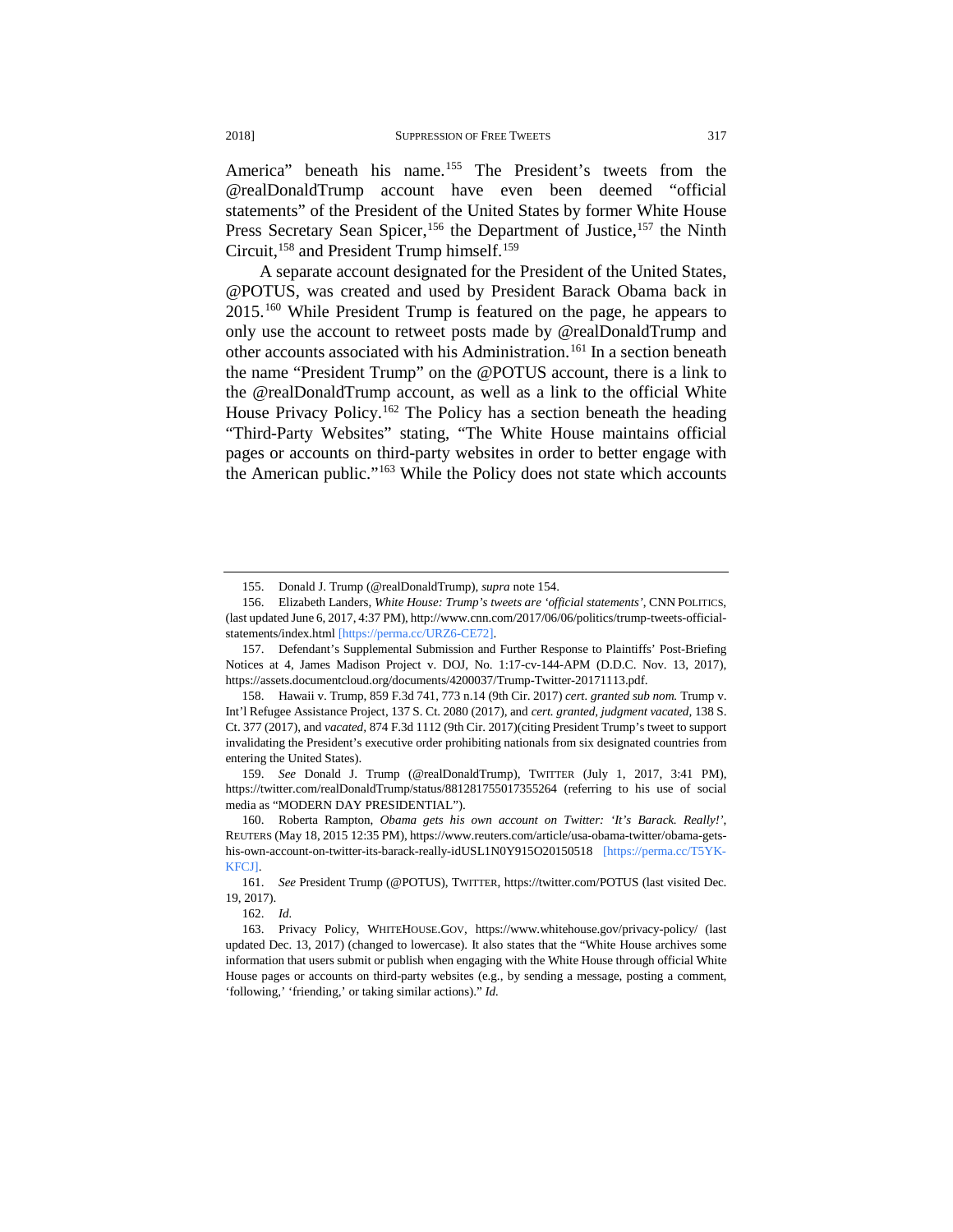America" beneath his name.[155] The President's tweets from the @realDonaldTrump account have even been deemed "official statements" of the President of the United States by former White House Press Secretary Sean Spicer,[156] the Department of Justice,[157] the Ninth Circuit,[158] and President Trump himself.[159]

A separate account designated for the President of the United States, @POTUS, was created and used by President Barack Obama back in 2015.[160] While President Trump is featured on the page, he appears to only use the account to retweet posts made by @realDonaldTrump and other accounts associated with his Administration.[161] In a section beneath the name "President Trump" on the @POTUS account, there is a link to the @realDonaldTrump account, as well as a link to the official White House Privacy Policy.[162] The Policy has a section beneath the heading "Third-Party Websites" stating, "The White House maintains official pages or accounts on third-party websites in order to better engage with the American public."[163] While the Policy does not state which accounts

---

155. Donald J. Trump (@realDonaldTrump), *supra* note 154.

156. Elizabeth Landers, *White House: Trump's tweets are 'official statements'*, CNN POLITICS, (last updated June 6, 2017, 4:37 PM), http://www.cnn.com/2017/06/06/politics/trump-tweets-official-statements/index.html [https://perma.cc/URZ6-CE72].

157. Defendant's Supplemental Submission and Further Response to Plaintiffs' Post-Briefing Notices at 4, James Madison Project v. DOJ, No. 1:17-cv-144-APM (D.D.C. Nov. 13, 2017), https://assets.documentcloud.org/documents/4200037/Trump-Twitter-20171113.pdf.

158. Hawaii v. Trump, 859 F.3d 741, 773 n.14 (9th Cir. 2017) *cert. granted sub nom.* Trump v. Int'l Refugee Assistance Project, 137 S. Ct. 2080 (2017), and *cert. granted, judgment vacated*, 138 S. Ct. 377 (2017), and *vacated*, 874 F.3d 1112 (9th Cir. 2017)(citing President Trump's tweet to support invalidating the President's executive order prohibiting nationals from six designated countries from entering the United States).

159. *See* Donald J. Trump (@realDonaldTrump), TWITTER (July 1, 2017, 3:41 PM), https://twitter.com/realDonaldTrump/status/881281755017355264 (referring to his use of social media as "MODERN DAY PRESIDENTIAL").

160. Roberta Rampton, *Obama gets his own account on Twitter: 'It's Barack. Really!'*, REUTERS (May 18, 2015 12:35 PM), https://www.reuters.com/article/usa-obama-twitter/obama-gets-his-own-account-on-twitter-its-barack-really-idUSL1N0Y915O20150518 [https://perma.cc/T5YK-KFCJ].

161. *See* President Trump (@POTUS), TWITTER, https://twitter.com/POTUS (last visited Dec. 19, 2017).

162. *Id.*

163. Privacy Policy, WHITEHOUSE.GOV, https://www.whitehouse.gov/privacy-policy/ (last updated Dec. 13, 2017) (changed to lowercase). It also states that the "White House archives some information that users submit or publish when engaging with the White House through official White House pages or accounts on third-party websites (e.g., by sending a message, posting a comment, 'following,' 'friending,' or taking similar actions)." *Id.*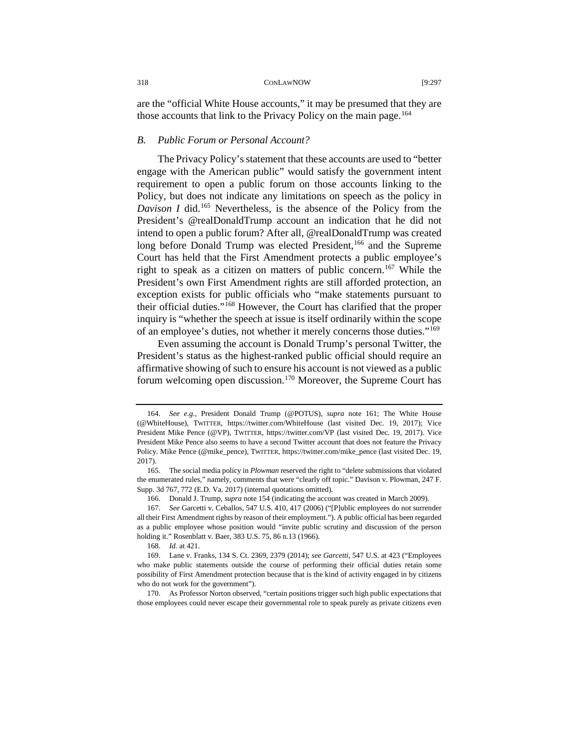are the "official White House accounts," it may be presumed that they are those accounts that link to the Privacy Policy on the main page.[164]

### *B. Public Forum or Personal Account?*

The Privacy Policy's statement that these accounts are used to "better engage with the American public" would satisfy the government intent requirement to open a public forum on those accounts linking to the Policy, but does not indicate any limitations on speech as the policy in *Davison I* did.[165] Nevertheless, is the absence of the Policy from the President's @realDonaldTrump account an indication that he did not intend to open a public forum? After all, @realDonaldTrump was created long before Donald Trump was elected President,[166] and the Supreme Court has held that the First Amendment protects a public employee's right to speak as a citizen on matters of public concern.[167] While the President's own First Amendment rights are still afforded protection, an exception exists for public officials who "make statements pursuant to their official duties."[168] However, the Court has clarified that the proper inquiry is "whether the speech at issue is itself ordinarily within the scope of an employee's duties, not whether it merely concerns those duties."[169]

Even assuming the account is Donald Trump's personal Twitter, the President's status as the highest-ranked public official should require an affirmative showing of such to ensure his account is not viewed as a public forum welcoming open discussion.[170] Moreover, the Supreme Court has

---

164. *See e.g.*, President Donald Trump (@POTUS), *supra* note 161; The White House (@WhiteHouse), TWITTER, https://twitter.com/WhiteHouse (last visited Dec. 19, 2017); Vice President Mike Pence (@VP), TWITTER, https://twitter.com/VP (last visited Dec. 19, 2017). Vice President Mike Pence also seems to have a second Twitter account that does not feature the Privacy Policy. Mike Pence (@mike_pence), TWITTER, https://twitter.com/mike_pence (last visited Dec. 19, 2017).

165. The social media policy in *Plowman* reserved the right to "delete submissions that violated the enumerated rules," namely, comments that were "clearly off topic." Davison v. Plowman, 247 F. Supp. 3d 767, 772 (E.D. Va. 2017) (internal quotations omitted).

166. Donald J. Trump, *supra* note 154 (indicating the account was created in March 2009).

167. *See* Garcetti v. Ceballos, 547 U.S. 410, 417 (2006) ("[P]ublic employees do not surrender all their First Amendment rights by reason of their employment."). A public official has been regarded as a public employee whose position would "invite public scrutiny and discussion of the person holding it." Rosenblatt v. Baer, 383 U.S. 75, 86 n.13 (1966).

168. *Id.* at 421.

169. Lane v. Franks, 134 S. Ct. 2369, 2379 (2014); *see Garcetti*, 547 U.S. at 423 ("Employees who make public statements outside the course of performing their official duties retain some possibility of First Amendment protection because that is the kind of activity engaged in by citizens who do not work for the government").

170. As Professor Norton observed, "certain positions trigger such high public expectations that those employees could never escape their governmental role to speak purely as private citizens even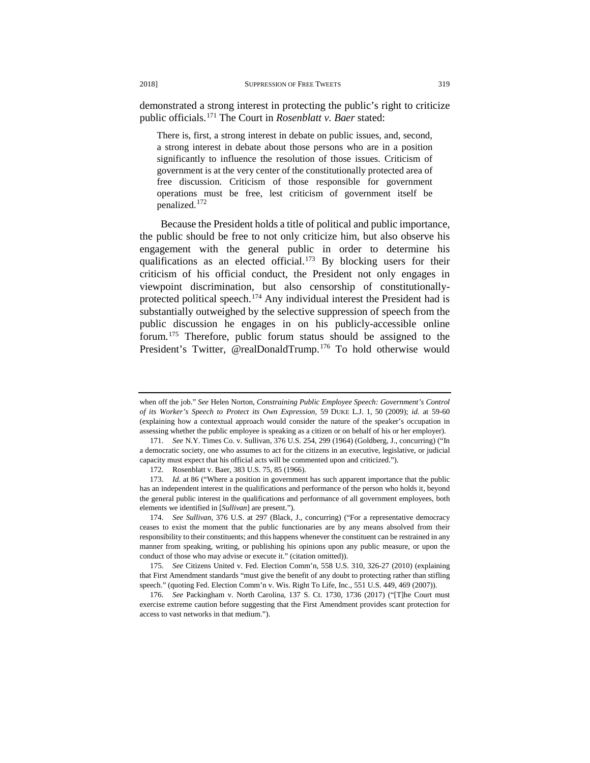demonstrated a strong interest in protecting the public's right to criticize public officials.[171] The Court in *Rosenblatt v. Baer* stated:

> There is, first, a strong interest in debate on public issues, and, second, a strong interest in debate about those persons who are in a position significantly to influence the resolution of those issues. Criticism of government is at the very center of the constitutionally protected area of free discussion. Criticism of those responsible for government operations must be free, lest criticism of government itself be penalized.[172]

Because the President holds a title of political and public importance, the public should be free to not only criticize him, but also observe his engagement with the general public in order to determine his qualifications as an elected official.[173] By blocking users for their criticism of his official conduct, the President not only engages in viewpoint discrimination, but also censorship of constitutionally-protected political speech.[174] Any individual interest the President had is substantially outweighed by the selective suppression of speech from the public discussion he engages in on his publicly-accessible online forum.[175] Therefore, public forum status should be assigned to the President's Twitter, @realDonaldTrump.[176] To hold otherwise would

---

when off the job." *See* Helen Norton, *Constraining Public Employee Speech: Government's Control of its Worker's Speech to Protect its Own Expression*, 59 DUKE L.J. 1, 50 (2009); *id.* at 59-60 (explaining how a contextual approach would consider the nature of the speaker's occupation in assessing whether the public employee is speaking as a citizen or on behalf of his or her employer).

171. *See* N.Y. Times Co. v. Sullivan, 376 U.S. 254, 299 (1964) (Goldberg, J., concurring) ("In a democratic society, one who assumes to act for the citizens in an executive, legislative, or judicial capacity must expect that his official acts will be commented upon and criticized.").

172. Rosenblatt v. Baer, 383 U.S. 75, 85 (1966).

173. *Id.* at 86 ("Where a position in government has such apparent importance that the public has an independent interest in the qualifications and performance of the person who holds it, beyond the general public interest in the qualifications and performance of all government employees, both elements we identified in [*Sullivan*] are present.").

174. *See Sullivan*, 376 U.S. at 297 (Black, J., concurring) ("For a representative democracy ceases to exist the moment that the public functionaries are by any means absolved from their responsibility to their constituents; and this happens whenever the constituent can be restrained in any manner from speaking, writing, or publishing his opinions upon any public measure, or upon the conduct of those who may advise or execute it." (citation omitted)).

175. *See* Citizens United v. Fed. Election Comm'n, 558 U.S. 310, 326-27 (2010) (explaining that First Amendment standards "must give the benefit of any doubt to protecting rather than stifling speech." (quoting Fed. Election Comm'n v. Wis. Right To Life, Inc., 551 U.S. 449, 469 (2007)).

176. *See* Packingham v. North Carolina, 137 S. Ct. 1730, 1736 (2017) ("[T]he Court must exercise extreme caution before suggesting that the First Amendment provides scant protection for access to vast networks in that medium.").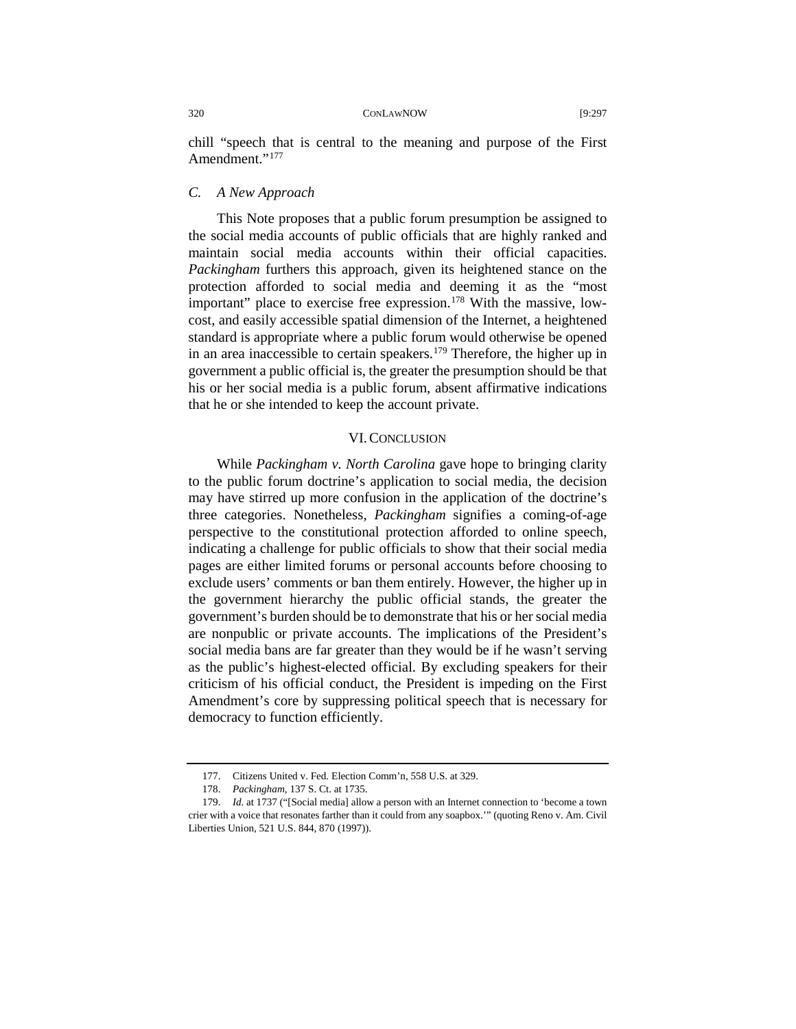chill "speech that is central to the meaning and purpose of the First Amendment."[177]

### *C. A New Approach*

This Note proposes that a public forum presumption be assigned to the social media accounts of public officials that are highly ranked and maintain social media accounts within their official capacities. *Packingham* furthers this approach, given its heightened stance on the protection afforded to social media and deeming it as the "most important" place to exercise free expression.[178] With the massive, low-cost, and easily accessible spatial dimension of the Internet, a heightened standard is appropriate where a public forum would otherwise be opened in an area inaccessible to certain speakers.[179] Therefore, the higher up in government a public official is, the greater the presumption should be that his or her social media is a public forum, absent affirmative indications that he or she intended to keep the account private.

## VI. CONCLUSION

While *Packingham v. North Carolina* gave hope to bringing clarity to the public forum doctrine's application to social media, the decision may have stirred up more confusion in the application of the doctrine's three categories. Nonetheless, *Packingham* signifies a coming-of-age perspective to the constitutional protection afforded to online speech, indicating a challenge for public officials to show that their social media pages are either limited forums or personal accounts before choosing to exclude users' comments or ban them entirely. However, the higher up in the government hierarchy the public official stands, the greater the government's burden should be to demonstrate that his or her social media are nonpublic or private accounts. The implications of the President's social media bans are far greater than they would be if he wasn't serving as the public's highest-elected official. By excluding speakers for their criticism of his official conduct, the President is impeding on the First Amendment's core by suppressing political speech that is necessary for democracy to function efficiently.

---

177. Citizens United v. Fed. Election Comm'n, 558 U.S. at 329.

178. *Packingham*, 137 S. Ct. at 1735.

179. *Id.* at 1737 ("[Social media] allow a person with an Internet connection to 'become a town crier with a voice that resonates farther than it could from any soapbox.'" (quoting Reno v. Am. Civil Liberties Union, 521 U.S. 844, 870 (1997)).